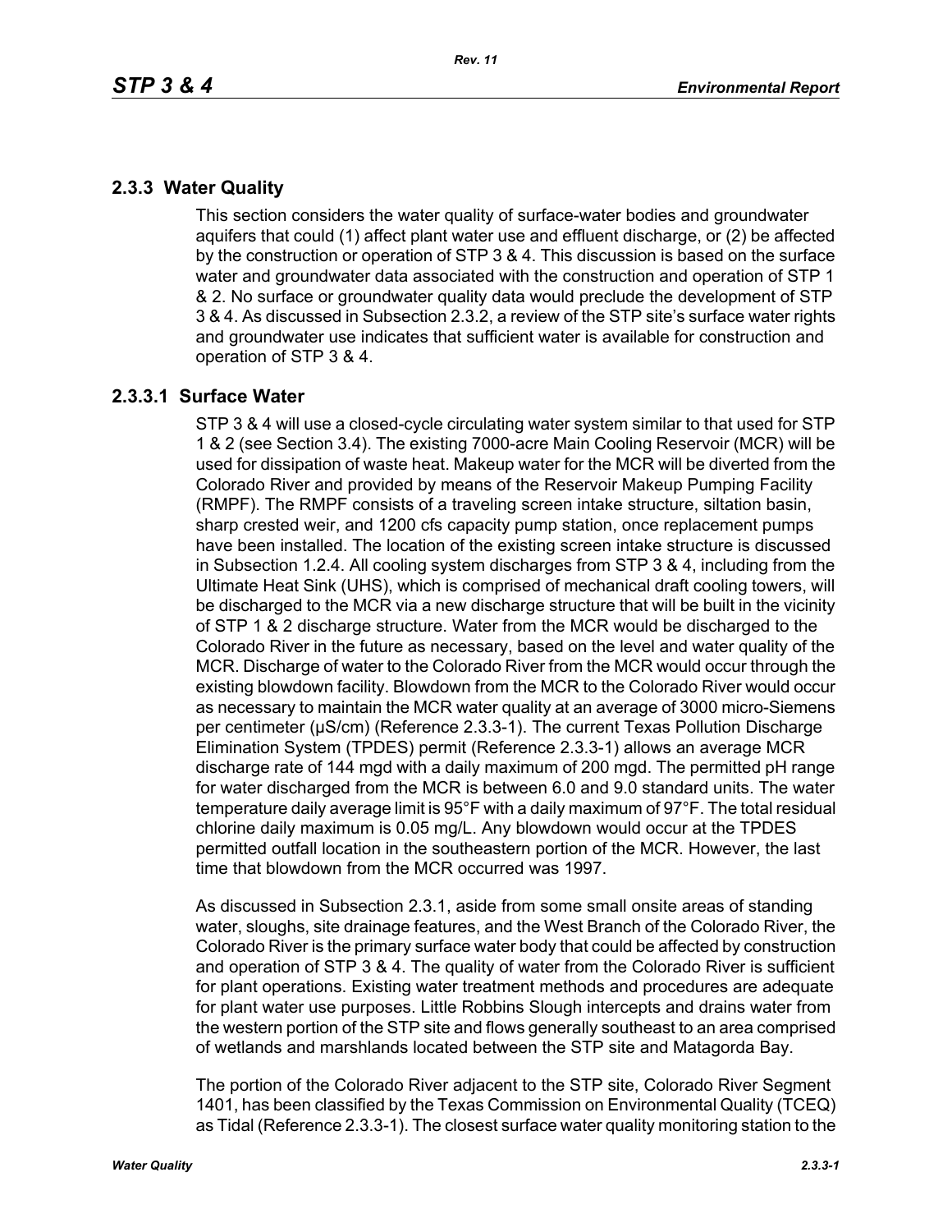## 2.3.3 Water Quality

This section considers the water quality of surface-water bodies and groundwater aquifers that could (1) affect plant water use and effluent discharge, or (2) be affected by the construction or operation of STP 3 & 4. This discussion is based on the surface water and groundwater data associated with the construction and operation of STP 1 & 2. No surface or groundwater quality data would preclude the development of STP 3 & 4. As discussed in Subsection 2.3.2, a review of the STP site's surface water rights and groundwater use indicates that sufficient water is available for construction and operation of STP 3 & 4.

### 2.3.3.1 Surface Water

STP 3 & 4 will use a closed-cycle circulating water system similar to that used for STP 1 & 2 (see Section 3.4). The existing 7000-acre Main Cooling Reservoir (MCR) will be used for dissipation of waste heat. Makeup water for the MCR will be diverted from the Colorado River and provided by means of the Reservoir Makeup Pumping Facility (RMPF). The RMPF consists of a traveling screen intake structure, siltation basin, sharp crested weir, and 1200 cfs capacity pump station, once replacement pumps have been installed. The location of the existing screen intake structure is discussed in Subsection 1.2.4. All cooling system discharges from STP 3 & 4, including from the Ultimate Heat Sink (UHS), which is comprised of mechanical draft cooling towers, will be discharged to the MCR via a new discharge structure that will be built in the vicinity of STP 1 & 2 discharge structure. Water from the MCR would be discharged to the Colorado River in the future as necessary, based on the level and water quality of the MCR. Discharge of water to the Colorado River from the MCR would occur through the existing blowdown facility. Blowdown from the MCR to the Colorado River would occur as necessary to maintain the MCR water quality at an average of 3000 micro-Siemens per centimeter (µS/cm) (Reference 2.3.3-1). The current Texas Pollution Discharge Elimination System (TPDES) permit (Reference 2.3.3-1) allows an average MCR discharge rate of 144 mgd with a daily maximum of 200 mgd. The permitted pH range for water discharged from the MCR is between 6.0 and 9.0 standard units. The water temperature daily average limit is 95°F with a daily maximum of 97°F. The total residual chlorine daily maximum is 0.05 mg/L. Any blowdown would occur at the TPDES permitted outfall location in the southeastern portion of the MCR. However, the last time that blowdown from the MCR occurred was 1997.

As discussed in Subsection 2.3.1, aside from some small onsite areas of standing water, sloughs, site drainage features, and the West Branch of the Colorado River, the Colorado River is the primary surface water body that could be affected by construction and operation of STP 3 & 4. The quality of water from the Colorado River is sufficient for plant operations. Existing water treatment methods and procedures are adequate for plant water use purposes. Little Robbins Slough intercepts and drains water from the western portion of the STP site and flows generally southeast to an area comprised of wetlands and marshlands located between the STP site and Matagorda Bay.

The portion of the Colorado River adjacent to the STP site, Colorado River Segment 1401, has been classified by the Texas Commission on Environmental Quality (TCEQ) as Tidal (Reference 2.3.3-1). The closest surface water quality monitoring station to the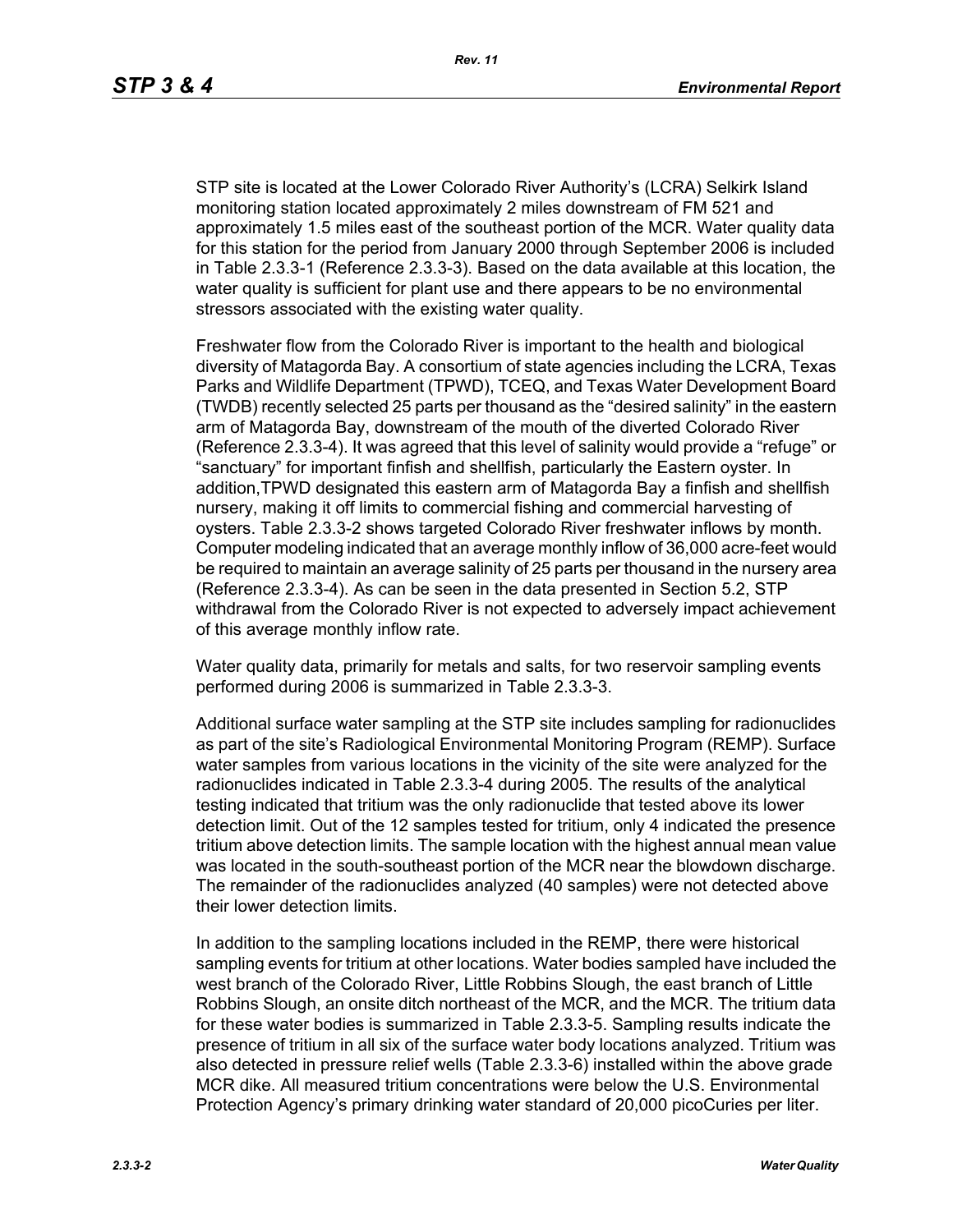STP site is located at the Lower Colorado River Authority's (LCRA) Selkirk Island monitoring station located approximately 2 miles downstream of FM 521 and approximately 1.5 miles east of the southeast portion of the MCR. Water quality data for this station for the period from January 2000 through September 2006 is included in Table 2.3.3-1 (Reference 2.3.3-3). Based on the data available at this location, the water quality is sufficient for plant use and there appears to be no environmental stressors associated with the existing water quality.

Freshwater flow from the Colorado River is important to the health and biological diversity of Matagorda Bay. A consortium of state agencies including the LCRA, Texas Parks and Wildlife Department (TPWD), TCEQ, and Texas Water Development Board (TWDB) recently selected 25 parts per thousand as the "desired salinity" in the eastern arm of Matagorda Bay, downstream of the mouth of the diverted Colorado River (Reference 2.3.3-4). It was agreed that this level of salinity would provide a "refuge" or "sanctuary" for important finfish and shellfish, particularly the Eastern oyster. In addition,TPWD designated this eastern arm of Matagorda Bay a finfish and shellfish nursery, making it off limits to commercial fishing and commercial harvesting of oysters. Table 2.3.3-2 shows targeted Colorado River freshwater inflows by month. Computer modeling indicated that an average monthly inflow of 36,000 acre-feet would be required to maintain an average salinity of 25 parts per thousand in the nursery area (Reference 2.3.3-4). As can be seen in the data presented in Section 5.2, STP withdrawal from the Colorado River is not expected to adversely impact achievement of this average monthly inflow rate.

Water quality data, primarily for metals and salts, for two reservoir sampling events performed during 2006 is summarized in Table 2.3.3-3.

Additional surface water sampling at the STP site includes sampling for radionuclides as part of the site's Radiological Environmental Monitoring Program (REMP). Surface water samples from various locations in the vicinity of the site were analyzed for the radionuclides indicated in Table 2.3.3-4 during 2005. The results of the analytical testing indicated that tritium was the only radionuclide that tested above its lower detection limit. Out of the 12 samples tested for tritium, only 4 indicated the presence tritium above detection limits. The sample location with the highest annual mean value was located in the south-southeast portion of the MCR near the blowdown discharge. The remainder of the radionuclides analyzed (40 samples) were not detected above their lower detection limits.

In addition to the sampling locations included in the REMP, there were historical sampling events for tritium at other locations. Water bodies sampled have included the west branch of the Colorado River, Little Robbins Slough, the east branch of Little Robbins Slough, an onsite ditch northeast of the MCR, and the MCR. The tritium data for these water bodies is summarized in Table 2.3.3-5. Sampling results indicate the presence of tritium in all six of the surface water body locations analyzed. Tritium was also detected in pressure relief wells (Table 2.3.3-6) installed within the above grade MCR dike. All measured tritium concentrations were below the U.S. Environmental Protection Agency's primary drinking water standard of 20,000 picoCuries per liter.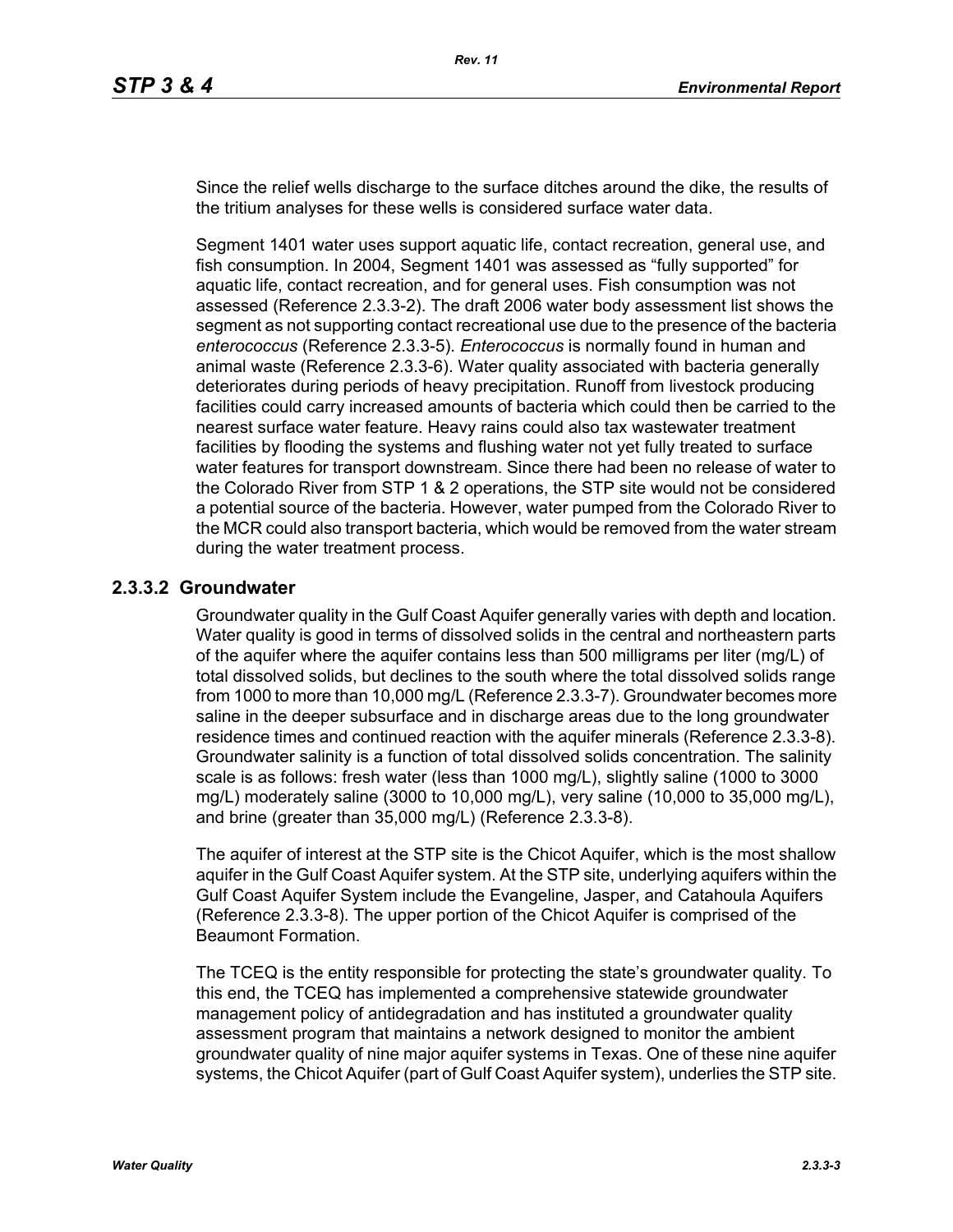Since the relief wells discharge to the surface ditches around the dike, the results of the tritium analyses for these wells is considered surface water data.

Segment 1401 water uses support aquatic life, contact recreation, general use, and fish consumption. In 2004, Segment 1401 was assessed as "fully supported" for aquatic life, contact recreation, and for general uses. Fish consumption was not assessed (Reference 2.3.3-2). The draft 2006 water body assessment list shows the segment as not supporting contact recreational use due to the presence of the bacteria *enterococcus* (Reference 2.3.3-5). *Enterococcus* is normally found in human and animal waste (Reference 2.3.3-6). Water quality associated with bacteria generally deteriorates during periods of heavy precipitation. Runoff from livestock producing facilities could carry increased amounts of bacteria which could then be carried to the nearest surface water feature. Heavy rains could also tax wastewater treatment facilities by flooding the systems and flushing water not yet fully treated to surface water features for transport downstream. Since there had been no release of water to the Colorado River from STP 1 & 2 operations, the STP site would not be considered a potential source of the bacteria. However, water pumped from the Colorado River to the MCR could also transport bacteria, which would be removed from the water stream during the water treatment process.

### 2.3.3.2 Groundwater

Groundwater quality in the Gulf Coast Aquifer generally varies with depth and location. Water quality is good in terms of dissolved solids in the central and northeastern parts of the aquifer where the aquifer contains less than 500 milligrams per liter (mg/L) of total dissolved solids, but declines to the south where the total dissolved solids range from 1000 to more than 10,000 mg/L (Reference 2.3.3-7). Groundwater becomes more saline in the deeper subsurface and in discharge areas due to the long groundwater residence times and continued reaction with the aquifer minerals (Reference 2.3.3-8). Groundwater salinity is a function of total dissolved solids concentration. The salinity scale is as follows: fresh water (less than 1000 mg/L), slightly saline (1000 to 3000 mg/L) moderately saline (3000 to 10,000 mg/L), very saline (10,000 to 35,000 mg/L), and brine (greater than 35,000 mg/L) (Reference 2.3.3-8).

The aquifer of interest at the STP site is the Chicot Aquifer, which is the most shallow aquifer in the Gulf Coast Aquifer system. At the STP site, underlying aquifers within the Gulf Coast Aquifer System include the Evangeline, Jasper, and Catahoula Aquifers (Reference 2.3.3-8). The upper portion of the Chicot Aquifer is comprised of the Beaumont Formation.

The TCEQ is the entity responsible for protecting the state's groundwater quality. To this end, the TCEQ has implemented a comprehensive statewide groundwater management policy of antidegradation and has instituted a groundwater quality assessment program that maintains a network designed to monitor the ambient groundwater quality of nine major aquifer systems in Texas. One of these nine aquifer systems, the Chicot Aquifer (part of Gulf Coast Aquifer system), underlies the STP site.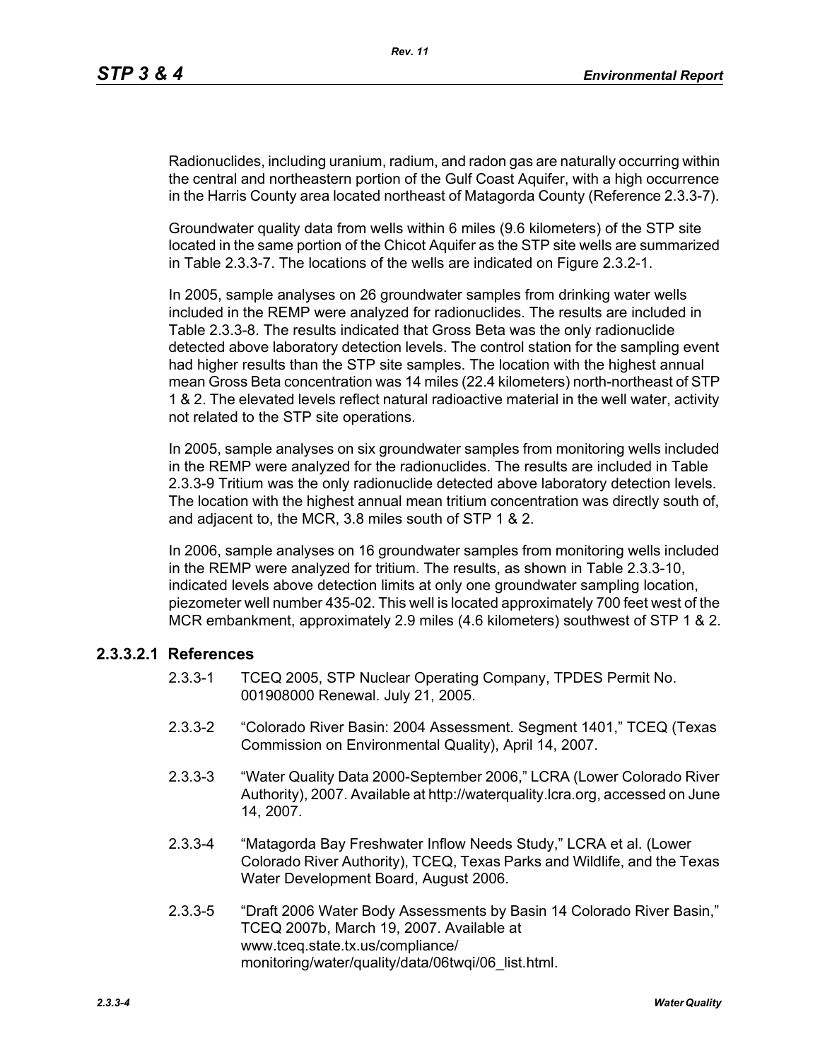Radionuclides, including uranium, radium, and radon gas are naturally occurring within the central and northeastern portion of the Gulf Coast Aquifer, with a high occurrence in the Harris County area located northeast of Matagorda County (Reference 2.3.3-7).

Groundwater quality data from wells within 6 miles (9.6 kilometers) of the STP site located in the same portion of the Chicot Aquifer as the STP site wells are summarized in Table 2.3.3-7. The locations of the wells are indicated on Figure 2.3.2-1.

In 2005, sample analyses on 26 groundwater samples from drinking water wells included in the REMP were analyzed for radionuclides. The results are included in Table 2.3.3-8. The results indicated that Gross Beta was the only radionuclide detected above laboratory detection levels. The control station for the sampling event had higher results than the STP site samples. The location with the highest annual mean Gross Beta concentration was 14 miles (22.4 kilometers) north-northeast of STP 1 & 2. The elevated levels reflect natural radioactive material in the well water, activity not related to the STP site operations.

In 2005, sample analyses on six groundwater samples from monitoring wells included in the REMP were analyzed for the radionuclides. The results are included in Table 2.3.3-9 Tritium was the only radionuclide detected above laboratory detection levels. The location with the highest annual mean tritium concentration was directly south of, and adjacent to, the MCR, 3.8 miles south of STP 1 & 2.

In 2006, sample analyses on 16 groundwater samples from monitoring wells included in the REMP were analyzed for tritium. The results, as shown in Table 2.3.3-10, indicated levels above detection limits at only one groundwater sampling location, piezometer well number 435-02. This well is located approximately 700 feet west of the MCR embankment, approximately 2.9 miles (4.6 kilometers) southwest of STP 1 & 2.

### 2.3.3.2.1 References

2.3.3-1 TCEQ 2005, STP Nuclear Operating Company, TPDES Permit No. 001908000 Renewal. July 21, 2005.

2.3.3-2 "Colorado River Basin: 2004 Assessment. Segment 1401," TCEQ (Texas Commission on Environmental Quality), April 14, 2007.

2.3.3-3 "Water Quality Data 2000-September 2006," LCRA (Lower Colorado River Authority), 2007. Available at http://waterquality.lcra.org, accessed on June 14, 2007.

2.3.3-4 "Matagorda Bay Freshwater Inflow Needs Study," LCRA et al. (Lower Colorado River Authority), TCEQ, Texas Parks and Wildlife, and the Texas Water Development Board, August 2006.

2.3.3-5 "Draft 2006 Water Body Assessments by Basin 14 Colorado River Basin," TCEQ 2007b, March 19, 2007. Available at www.tceq.state.tx.us/compliance/monitoring/water/quality/data/06twqi/06_list.html.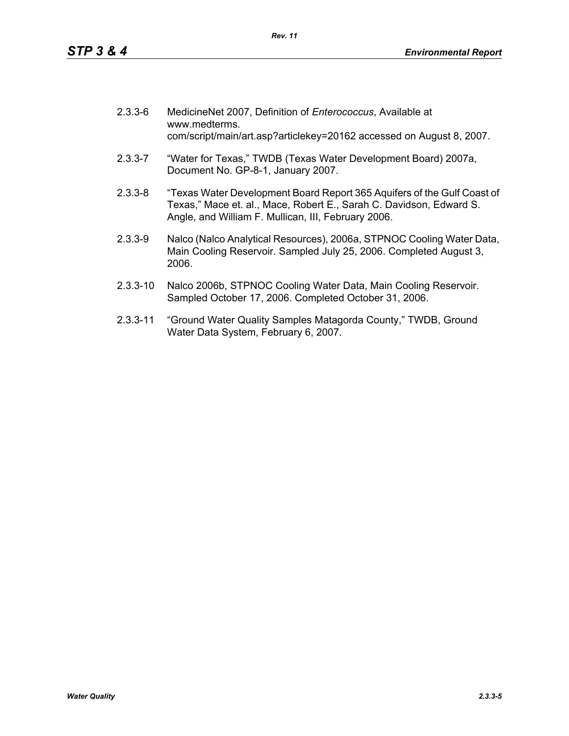2.3.3-6 MedicineNet 2007, Definition of *Enterococcus*, Available at www.medterms. com/script/main/art.asp?articlekey=20162 accessed on August 8, 2007.

2.3.3-7 “Water for Texas,” TWDB (Texas Water Development Board) 2007a, Document No. GP-8-1, January 2007.

2.3.3-8 “Texas Water Development Board Report 365 Aquifers of the Gulf Coast of Texas,” Mace et. al., Mace, Robert E., Sarah C. Davidson, Edward S. Angle, and William F. Mullican, III, February 2006.

2.3.3-9 Nalco (Nalco Analytical Resources), 2006a, STPNOC Cooling Water Data, Main Cooling Reservoir. Sampled July 25, 2006. Completed August 3, 2006.

2.3.3-10 Nalco 2006b, STPNOC Cooling Water Data, Main Cooling Reservoir. Sampled October 17, 2006. Completed October 31, 2006.

2.3.3-11 “Ground Water Quality Samples Matagorda County,” TWDB, Ground Water Data System, February 6, 2007.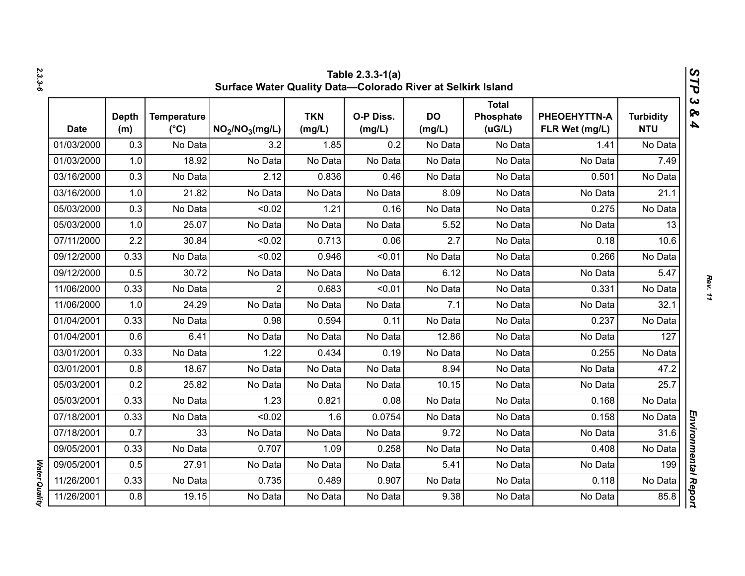**Table 2.3.3-1(a)**
**Surface Water Quality Data—Colorado River at Selkirk Island**

| Date | Depth (m) | Temperature (°C) | $NO_2/NO_3$(mg/L) | TKN (mg/L) | O-P Diss. (mg/L) | DO (mg/L) | Total Phosphate (uG/L) | PHEOEHYTTN-A FLR Wet (mg/L) | Turbidity NTU |
|---|---|---|---|---|---|---|---|---|---|
| 01/03/2000 | 0.3 | No Data | 3.2 | 1.85 | 0.2 | No Data | No Data | 1.41 | No Data |
| 01/03/2000 | 1.0 | 18.92 | No Data | No Data | No Data | No Data | No Data | No Data | 7.49 |
| 03/16/2000 | 0.3 | No Data | 2.12 | 0.836 | 0.46 | No Data | No Data | 0.501 | No Data |
| 03/16/2000 | 1.0 | 21.82 | No Data | No Data | No Data | 8.09 | No Data | No Data | 21.1 |
| 05/03/2000 | 0.3 | No Data | <0.02 | 1.21 | 0.16 | No Data | No Data | 0.275 | No Data |
| 05/03/2000 | 1.0 | 25.07 | No Data | No Data | No Data | 5.52 | No Data | No Data | 13 |
| 07/11/2000 | 2.2 | 30.84 | <0.02 | 0.713 | 0.06 | 2.7 | No Data | 0.18 | 10.6 |
| 09/12/2000 | 0.33 | No Data | <0.02 | 0.946 | <0.01 | No Data | No Data | 0.266 | No Data |
| 09/12/2000 | 0.5 | 30.72 | No Data | No Data | No Data | 6.12 | No Data | No Data | 5.47 |
| 11/06/2000 | 0.33 | No Data | 2 | 0.683 | <0.01 | No Data | No Data | 0.331 | No Data |
| 11/06/2000 | 1.0 | 24.29 | No Data | No Data | No Data | 7.1 | No Data | No Data | 32.1 |
| 01/04/2001 | 0.33 | No Data | 0.98 | 0.594 | 0.11 | No Data | No Data | 0.237 | No Data |
| 01/04/2001 | 0.6 | 6.41 | No Data | No Data | No Data | 12.86 | No Data | No Data | 127 |
| 03/01/2001 | 0.33 | No Data | 1.22 | 0.434 | 0.19 | No Data | No Data | 0.255 | No Data |
| 03/01/2001 | 0.8 | 18.67 | No Data | No Data | No Data | 8.94 | No Data | No Data | 47.2 |
| 05/03/2001 | 0.2 | 25.82 | No Data | No Data | No Data | 10.15 | No Data | No Data | 25.7 |
| 05/03/2001 | 0.33 | No Data | 1.23 | 0.821 | 0.08 | No Data | No Data | 0.168 | No Data |
| 07/18/2001 | 0.33 | No Data | <0.02 | 1.6 | 0.0754 | No Data | No Data | 0.158 | No Data |
| 07/18/2001 | 0.7 | 33 | No Data | No Data | No Data | 9.72 | No Data | No Data | 31.6 |
| 09/05/2001 | 0.33 | No Data | 0.707 | 1.09 | 0.258 | No Data | No Data | 0.408 | No Data |
| 09/05/2001 | 0.5 | 27.91 | No Data | No Data | No Data | 5.41 | No Data | No Data | 199 |
| 11/26/2001 | 0.33 | No Data | 0.735 | 0.489 | 0.907 | No Data | No Data | 0.118 | No Data |
| 11/26/2001 | 0.8 | 19.15 | No Data | No Data | No Data | 9.38 | No Data | No Data | 85.8 |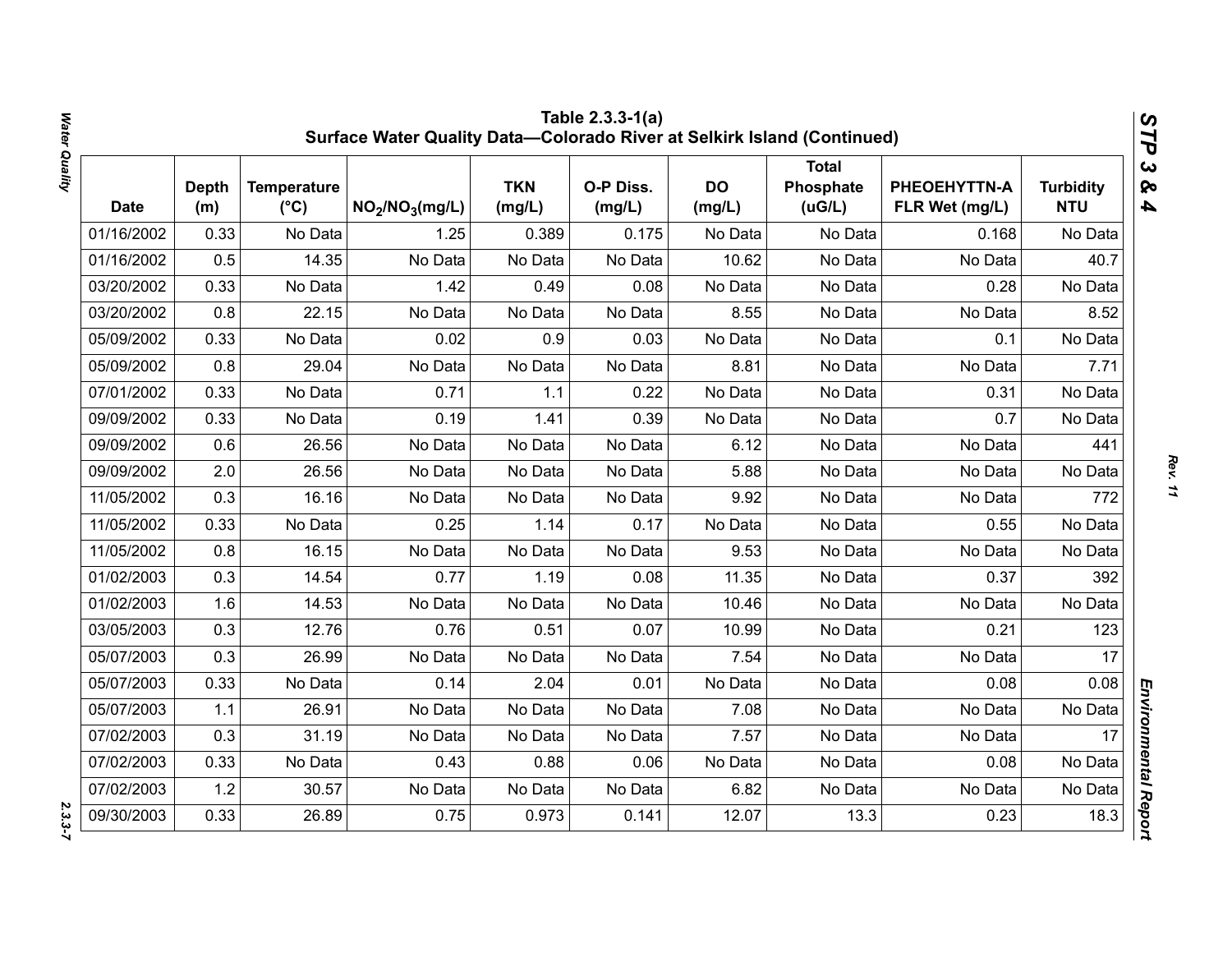## Table 2.3.3-1(a) Surface Water Quality Data—Colorado River at Selkirk Island (Continued)

| Date | Depth (m) | Temperature (°C) | $NO_2/NO_3$(mg/L) | TKN (mg/L) | O-P Diss. (mg/L) | DO (mg/L) | Total Phosphate (uG/L) | PHEOEHYTTN-A FLR Wet (mg/L) | Turbidity NTU |
|---|---|---|---|---|---|---|---|---|---|
| 01/16/2002 | 0.33 | No Data | 1.25 | 0.389 | 0.175 | No Data | No Data | 0.168 | No Data |
| 01/16/2002 | 0.5 | 14.35 | No Data | No Data | No Data | 10.62 | No Data | No Data | 40.7 |
| 03/20/2002 | 0.33 | No Data | 1.42 | 0.49 | 0.08 | No Data | No Data | 0.28 | No Data |
| 03/20/2002 | 0.8 | 22.15 | No Data | No Data | No Data | 8.55 | No Data | No Data | 8.52 |
| 05/09/2002 | 0.33 | No Data | 0.02 | 0.9 | 0.03 | No Data | No Data | 0.1 | No Data |
| 05/09/2002 | 0.8 | 29.04 | No Data | No Data | No Data | 8.81 | No Data | No Data | 7.71 |
| 07/01/2002 | 0.33 | No Data | 0.71 | 1.1 | 0.22 | No Data | No Data | 0.31 | No Data |
| 09/09/2002 | 0.33 | No Data | 0.19 | 1.41 | 0.39 | No Data | No Data | 0.7 | No Data |
| 09/09/2002 | 0.6 | 26.56 | No Data | No Data | No Data | 6.12 | No Data | No Data | 441 |
| 09/09/2002 | 2.0 | 26.56 | No Data | No Data | No Data | 5.88 | No Data | No Data | No Data |
| 11/05/2002 | 0.3 | 16.16 | No Data | No Data | No Data | 9.92 | No Data | No Data | 772 |
| 11/05/2002 | 0.33 | No Data | 0.25 | 1.14 | 0.17 | No Data | No Data | 0.55 | No Data |
| 11/05/2002 | 0.8 | 16.15 | No Data | No Data | No Data | 9.53 | No Data | No Data | No Data |
| 01/02/2003 | 0.3 | 14.54 | 0.77 | 1.19 | 0.08 | 11.35 | No Data | 0.37 | 392 |
| 01/02/2003 | 1.6 | 14.53 | No Data | No Data | No Data | 10.46 | No Data | No Data | No Data |
| 03/05/2003 | 0.3 | 12.76 | 0.76 | 0.51 | 0.07 | 10.99 | No Data | 0.21 | 123 |
| 05/07/2003 | 0.3 | 26.99 | No Data | No Data | No Data | 7.54 | No Data | No Data | 17 |
| 05/07/2003 | 0.33 | No Data | 0.14 | 2.04 | 0.01 | No Data | No Data | 0.08 | 0.08 |
| 05/07/2003 | 1.1 | 26.91 | No Data | No Data | No Data | 7.08 | No Data | No Data | No Data |
| 07/02/2003 | 0.3 | 31.19 | No Data | No Data | No Data | 7.57 | No Data | No Data | 17 |
| 07/02/2003 | 0.33 | No Data | 0.43 | 0.88 | 0.06 | No Data | No Data | 0.08 | No Data |
| 07/02/2003 | 1.2 | 30.57 | No Data | No Data | No Data | 6.82 | No Data | No Data | No Data |
| 09/30/2003 | 0.33 | 26.89 | 0.75 | 0.973 | 0.141 | 12.07 | 13.3 | 0.23 | 18.3 |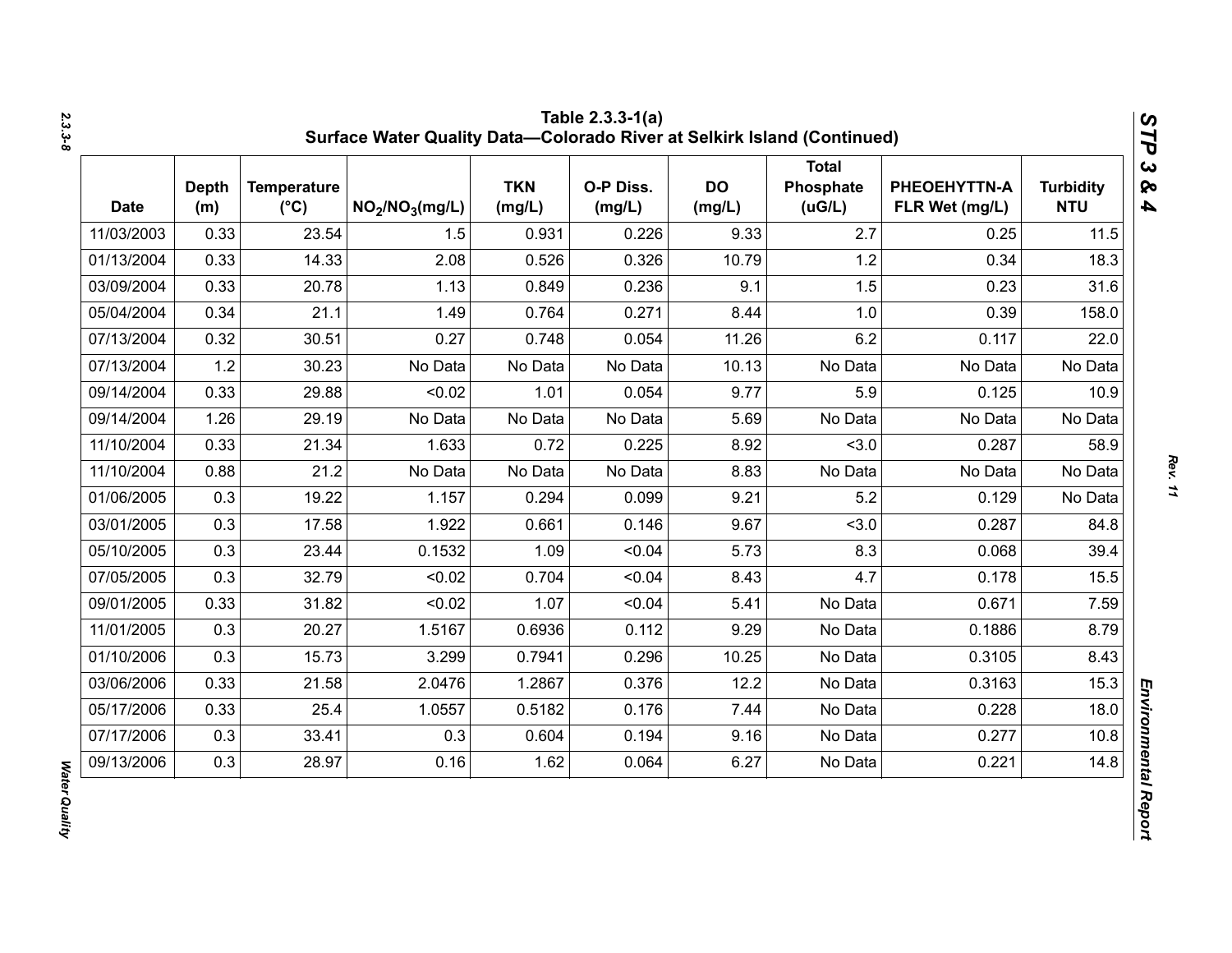## Table 2.3.3-1(a) Surface Water Quality Data—Colorado River at Selkirk Island (Continued)

| Date | Depth (m) | Temperature (°C) | $NO_2/NO_3$(mg/L) | TKN (mg/L) | O-P Diss. (mg/L) | DO (mg/L) | Total Phosphate (uG/L) | PHEOEHYTTN-A FLR Wet (mg/L) | Turbidity NTU |
|---|---|---|---|---|---|---|---|---|---|
| 11/03/2003 | 0.33 | 23.54 | 1.5 | 0.931 | 0.226 | 9.33 | 2.7 | 0.25 | 11.5 |
| 01/13/2004 | 0.33 | 14.33 | 2.08 | 0.526 | 0.326 | 10.79 | 1.2 | 0.34 | 18.3 |
| 03/09/2004 | 0.33 | 20.78 | 1.13 | 0.849 | 0.236 | 9.1 | 1.5 | 0.23 | 31.6 |
| 05/04/2004 | 0.34 | 21.1 | 1.49 | 0.764 | 0.271 | 8.44 | 1.0 | 0.39 | 158.0 |
| 07/13/2004 | 0.32 | 30.51 | 0.27 | 0.748 | 0.054 | 11.26 | 6.2 | 0.117 | 22.0 |
| 07/13/2004 | 1.2 | 30.23 | No Data | No Data | No Data | 10.13 | No Data | No Data | No Data |
| 09/14/2004 | 0.33 | 29.88 | <0.02 | 1.01 | 0.054 | 9.77 | 5.9 | 0.125 | 10.9 |
| 09/14/2004 | 1.26 | 29.19 | No Data | No Data | No Data | 5.69 | No Data | No Data | No Data |
| 11/10/2004 | 0.33 | 21.34 | 1.633 | 0.72 | 0.225 | 8.92 | <3.0 | 0.287 | 58.9 |
| 11/10/2004 | 0.88 | 21.2 | No Data | No Data | No Data | 8.83 | No Data | No Data | No Data |
| 01/06/2005 | 0.3 | 19.22 | 1.157 | 0.294 | 0.099 | 9.21 | 5.2 | 0.129 | No Data |
| 03/01/2005 | 0.3 | 17.58 | 1.922 | 0.661 | 0.146 | 9.67 | <3.0 | 0.287 | 84.8 |
| 05/10/2005 | 0.3 | 23.44 | 0.1532 | 1.09 | <0.04 | 5.73 | 8.3 | 0.068 | 39.4 |
| 07/05/2005 | 0.3 | 32.79 | <0.02 | 0.704 | <0.04 | 8.43 | 4.7 | 0.178 | 15.5 |
| 09/01/2005 | 0.33 | 31.82 | <0.02 | 1.07 | <0.04 | 5.41 | No Data | 0.671 | 7.59 |
| 11/01/2005 | 0.3 | 20.27 | 1.5167 | 0.6936 | 0.112 | 9.29 | No Data | 0.1886 | 8.79 |
| 01/10/2006 | 0.3 | 15.73 | 3.299 | 0.7941 | 0.296 | 10.25 | No Data | 0.3105 | 8.43 |
| 03/06/2006 | 0.33 | 21.58 | 2.0476 | 1.2867 | 0.376 | 12.2 | No Data | 0.3163 | 15.3 |
| 05/17/2006 | 0.33 | 25.4 | 1.0557 | 0.5182 | 0.176 | 7.44 | No Data | 0.228 | 18.0 |
| 07/17/2006 | 0.3 | 33.41 | 0.3 | 0.604 | 0.194 | 9.16 | No Data | 0.277 | 10.8 |
| 09/13/2006 | 0.3 | 28.97 | 0.16 | 1.62 | 0.064 | 6.27 | No Data | 0.221 | 14.8 |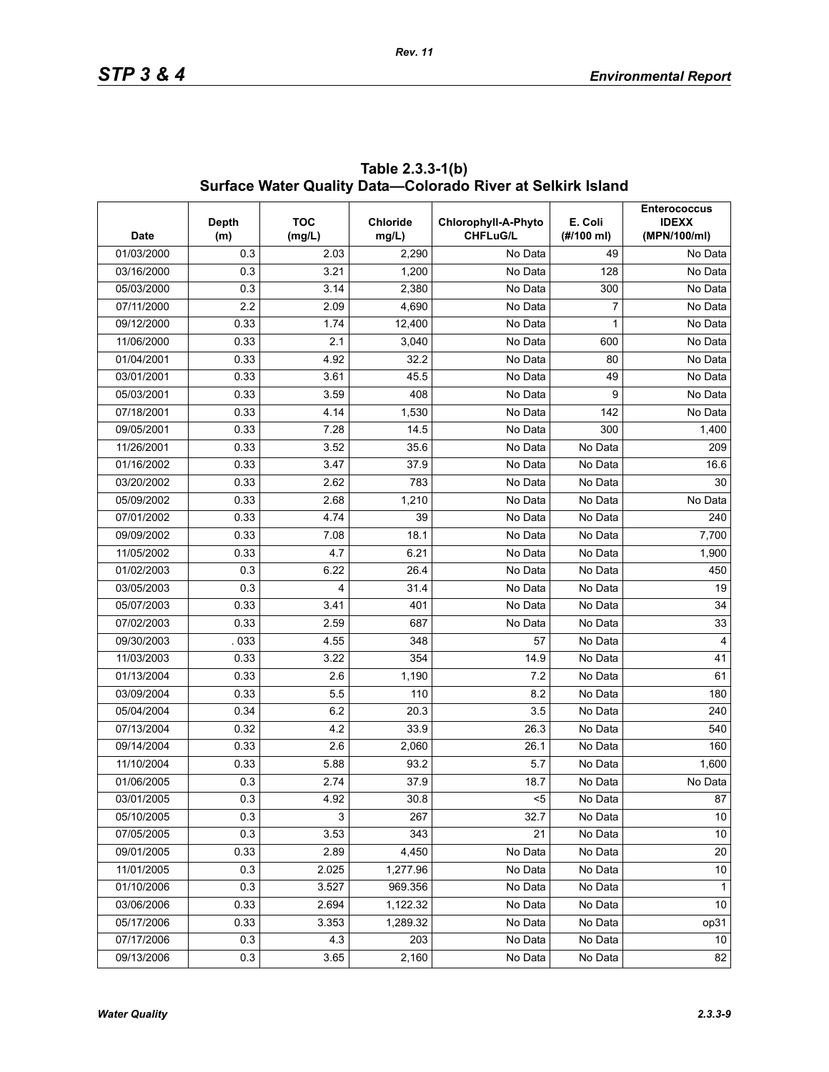**Table 2.3.3-1(b) Surface Water Quality Data—Colorado River at Selkirk Island**

| Date | Depth (m) | TOC (mg/L) | Chloride mg/L) | Chlorophyll-A-Phyto CHFLuG/L | E. Coli (#/100 ml) | Enterococcus IDEXX (MPN/100/ml) |
|---|---|---|---|---|---|---|
| 01/03/2000 | 0.3 | 2.03 | 2,290 | No Data | 49 | No Data |
| 03/16/2000 | 0.3 | 3.21 | 1,200 | No Data | 128 | No Data |
| 05/03/2000 | 0.3 | 3.14 | 2,380 | No Data | 300 | No Data |
| 07/11/2000 | 2.2 | 2.09 | 4,690 | No Data | 7 | No Data |
| 09/12/2000 | 0.33 | 1.74 | 12,400 | No Data | 1 | No Data |
| 11/06/2000 | 0.33 | 2.1 | 3,040 | No Data | 600 | No Data |
| 01/04/2001 | 0.33 | 4.92 | 32.2 | No Data | 80 | No Data |
| 03/01/2001 | 0.33 | 3.61 | 45.5 | No Data | 49 | No Data |
| 05/03/2001 | 0.33 | 3.59 | 408 | No Data | 9 | No Data |
| 07/18/2001 | 0.33 | 4.14 | 1,530 | No Data | 142 | No Data |
| 09/05/2001 | 0.33 | 7.28 | 14.5 | No Data | 300 | 1,400 |
| 11/26/2001 | 0.33 | 3.52 | 35.6 | No Data | No Data | 209 |
| 01/16/2002 | 0.33 | 3.47 | 37.9 | No Data | No Data | 16.6 |
| 03/20/2002 | 0.33 | 2.62 | 783 | No Data | No Data | 30 |
| 05/09/2002 | 0.33 | 2.68 | 1,210 | No Data | No Data | No Data |
| 07/01/2002 | 0.33 | 4.74 | 39 | No Data | No Data | 240 |
| 09/09/2002 | 0.33 | 7.08 | 18.1 | No Data | No Data | 7,700 |
| 11/05/2002 | 0.33 | 4.7 | 6.21 | No Data | No Data | 1,900 |
| 01/02/2003 | 0.3 | 6.22 | 26.4 | No Data | No Data | 450 |
| 03/05/2003 | 0.3 | 4 | 31.4 | No Data | No Data | 19 |
| 05/07/2003 | 0.33 | 3.41 | 401 | No Data | No Data | 34 |
| 07/02/2003 | 0.33 | 2.59 | 687 | No Data | No Data | 33 |
| 09/30/2003 | . 033 | 4.55 | 348 | 57 | No Data | 4 |
| 11/03/2003 | 0.33 | 3.22 | 354 | 14.9 | No Data | 41 |
| 01/13/2004 | 0.33 | 2.6 | 1,190 | 7.2 | No Data | 61 |
| 03/09/2004 | 0.33 | 5.5 | 110 | 8.2 | No Data | 180 |
| 05/04/2004 | 0.34 | 6.2 | 20.3 | 3.5 | No Data | 240 |
| 07/13/2004 | 0.32 | 4.2 | 33.9 | 26.3 | No Data | 540 |
| 09/14/2004 | 0.33 | 2.6 | 2,060 | 26.1 | No Data | 160 |
| 11/10/2004 | 0.33 | 5.88 | 93.2 | 5.7 | No Data | 1,600 |
| 01/06/2005 | 0.3 | 2.74 | 37.9 | 18.7 | No Data | No Data |
| 03/01/2005 | 0.3 | 4.92 | 30.8 | <5 | No Data | 87 |
| 05/10/2005 | 0.3 | 3 | 267 | 32.7 | No Data | 10 |
| 07/05/2005 | 0.3 | 3.53 | 343 | 21 | No Data | 10 |
| 09/01/2005 | 0.33 | 2.89 | 4,450 | No Data | No Data | 20 |
| 11/01/2005 | 0.3 | 2.025 | 1,277.96 | No Data | No Data | 10 |
| 01/10/2006 | 0.3 | 3.527 | 969.356 | No Data | No Data | 1 |
| 03/06/2006 | 0.33 | 2.694 | 1,122.32 | No Data | No Data | 10 |
| 05/17/2006 | 0.33 | 3.353 | 1,289.32 | No Data | No Data | op31 |
| 07/17/2006 | 0.3 | 4.3 | 203 | No Data | No Data | 10 |
| 09/13/2006 | 0.3 | 3.65 | 2,160 | No Data | No Data | 82 |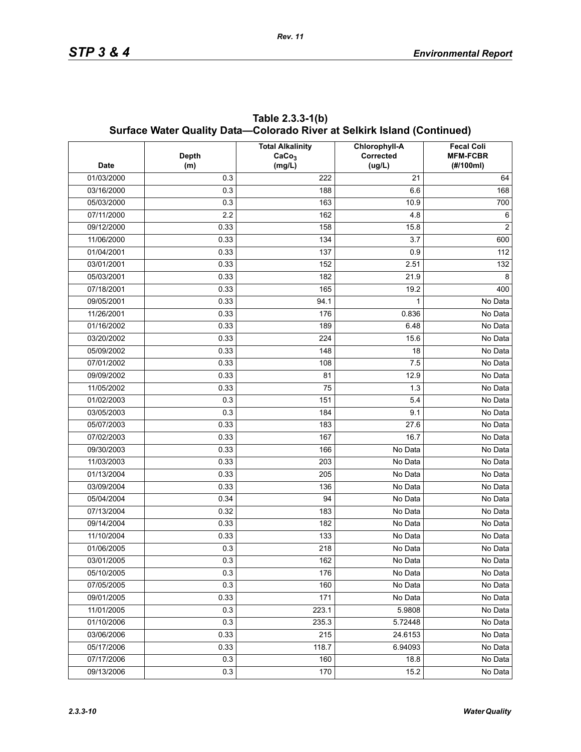## Table 2.3.3-1(b) Surface Water Quality Data—Colorado River at Selkirk Island (Continued)

| Date | Depth (m) | Total Alkalinity $CaCo_3$ (mg/L) | Chlorophyll-A Corrected (ug/L) | Fecal Coli MFM-FCBR (#/100ml) |
|---|---|---|---|---|
| 01/03/2000 | 0.3 | 222 | 21 | 64 |
| 03/16/2000 | 0.3 | 188 | 6.6 | 168 |
| 05/03/2000 | 0.3 | 163 | 10.9 | 700 |
| 07/11/2000 | 2.2 | 162 | 4.8 | 6 |
| 09/12/2000 | 0.33 | 158 | 15.8 | 2 |
| 11/06/2000 | 0.33 | 134 | 3.7 | 600 |
| 01/04/2001 | 0.33 | 137 | 0.9 | 112 |
| 03/01/2001 | 0.33 | 152 | 2.51 | 132 |
| 05/03/2001 | 0.33 | 182 | 21.9 | 8 |
| 07/18/2001 | 0.33 | 165 | 19.2 | 400 |
| 09/05/2001 | 0.33 | 94.1 | 1 | No Data |
| 11/26/2001 | 0.33 | 176 | 0.836 | No Data |
| 01/16/2002 | 0.33 | 189 | 6.48 | No Data |
| 03/20/2002 | 0.33 | 224 | 15.6 | No Data |
| 05/09/2002 | 0.33 | 148 | 18 | No Data |
| 07/01/2002 | 0.33 | 108 | 7.5 | No Data |
| 09/09/2002 | 0.33 | 81 | 12.9 | No Data |
| 11/05/2002 | 0.33 | 75 | 1.3 | No Data |
| 01/02/2003 | 0.3 | 151 | 5.4 | No Data |
| 03/05/2003 | 0.3 | 184 | 9.1 | No Data |
| 05/07/2003 | 0.33 | 183 | 27.6 | No Data |
| 07/02/2003 | 0.33 | 167 | 16.7 | No Data |
| 09/30/2003 | 0.33 | 166 | No Data | No Data |
| 11/03/2003 | 0.33 | 203 | No Data | No Data |
| 01/13/2004 | 0.33 | 205 | No Data | No Data |
| 03/09/2004 | 0.33 | 136 | No Data | No Data |
| 05/04/2004 | 0.34 | 94 | No Data | No Data |
| 07/13/2004 | 0.32 | 183 | No Data | No Data |
| 09/14/2004 | 0.33 | 182 | No Data | No Data |
| 11/10/2004 | 0.33 | 133 | No Data | No Data |
| 01/06/2005 | 0.3 | 218 | No Data | No Data |
| 03/01/2005 | 0.3 | 162 | No Data | No Data |
| 05/10/2005 | 0.3 | 176 | No Data | No Data |
| 07/05/2005 | 0.3 | 160 | No Data | No Data |
| 09/01/2005 | 0.33 | 171 | No Data | No Data |
| 11/01/2005 | 0.3 | 223.1 | 5.9808 | No Data |
| 01/10/2006 | 0.3 | 235.3 | 5.72448 | No Data |
| 03/06/2006 | 0.33 | 215 | 24.6153 | No Data |
| 05/17/2006 | 0.33 | 118.7 | 6.94093 | No Data |
| 07/17/2006 | 0.3 | 160 | 18.8 | No Data |
| 09/13/2006 | 0.3 | 170 | 15.2 | No Data |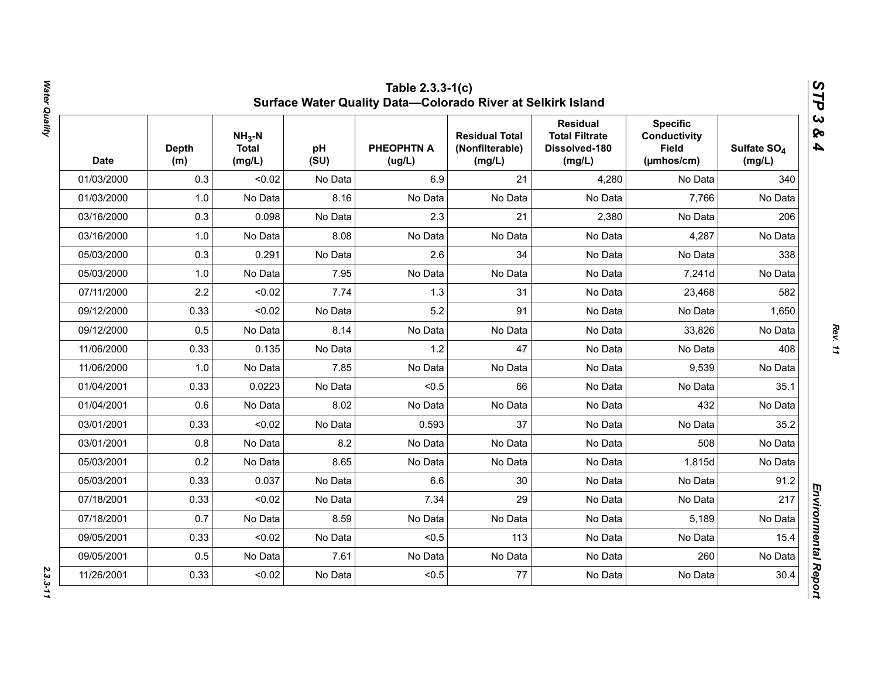# Table 2.3.3-1(c) Surface Water Quality Data—Colorado River at Selkirk Island

| Date | Depth (m) | $NH_3$-N Total (mg/L) | pH (SU) | PHEOPHTN A (ug/L) | Residual Total (Nonfilterable) (mg/L) | Residual Total Filtrate Dissolved-180 (mg/L) | Specific Conductivity Field (µmhos/cm) | Sulfate $SO_4$ (mg/L) |
|---|---|---|---|---|---|---|---|---|
| 01/03/2000 | 0.3 | <0.02 | No Data | 6.9 | 21 | 4,280 | No Data | 340 |
| 01/03/2000 | 1.0 | No Data | 8.16 | No Data | No Data | No Data | 7,766 | No Data |
| 03/16/2000 | 0.3 | 0.098 | No Data | 2.3 | 21 | 2,380 | No Data | 206 |
| 03/16/2000 | 1.0 | No Data | 8.08 | No Data | No Data | No Data | 4,287 | No Data |
| 05/03/2000 | 0.3 | 0.291 | No Data | 2.6 | 34 | No Data | No Data | 338 |
| 05/03/2000 | 1.0 | No Data | 7.95 | No Data | No Data | No Data | 7,241d | No Data |
| 07/11/2000 | 2.2 | <0.02 | 7.74 | 1.3 | 31 | No Data | 23,468 | 582 |
| 09/12/2000 | 0.33 | <0.02 | No Data | 5.2 | 91 | No Data | No Data | 1,650 |
| 09/12/2000 | 0.5 | No Data | 8.14 | No Data | No Data | No Data | 33,826 | No Data |
| 11/06/2000 | 0.33 | 0.135 | No Data | 1.2 | 47 | No Data | No Data | 408 |
| 11/06/2000 | 1.0 | No Data | 7.85 | No Data | No Data | No Data | 9,539 | No Data |
| 01/04/2001 | 0.33 | 0.0223 | No Data | <0.5 | 66 | No Data | No Data | 35.1 |
| 01/04/2001 | 0.6 | No Data | 8.02 | No Data | No Data | No Data | 432 | No Data |
| 03/01/2001 | 0.33 | <0.02 | No Data | 0.593 | 37 | No Data | No Data | 35.2 |
| 03/01/2001 | 0.8 | No Data | 8.2 | No Data | No Data | No Data | 508 | No Data |
| 05/03/2001 | 0.2 | No Data | 8.65 | No Data | No Data | No Data | 1,815d | No Data |
| 05/03/2001 | 0.33 | 0.037 | No Data | 6.6 | 30 | No Data | No Data | 91.2 |
| 07/18/2001 | 0.33 | <0.02 | No Data | 7.34 | 29 | No Data | No Data | 217 |
| 07/18/2001 | 0.7 | No Data | 8.59 | No Data | No Data | No Data | 5,189 | No Data |
| 09/05/2001 | 0.33 | <0.02 | No Data | <0.5 | 113 | No Data | No Data | 15.4 |
| 09/05/2001 | 0.5 | No Data | 7.61 | No Data | No Data | No Data | 260 | No Data |
| 11/26/2001 | 0.33 | <0.02 | No Data | <0.5 | 77 | No Data | No Data | 30.4 |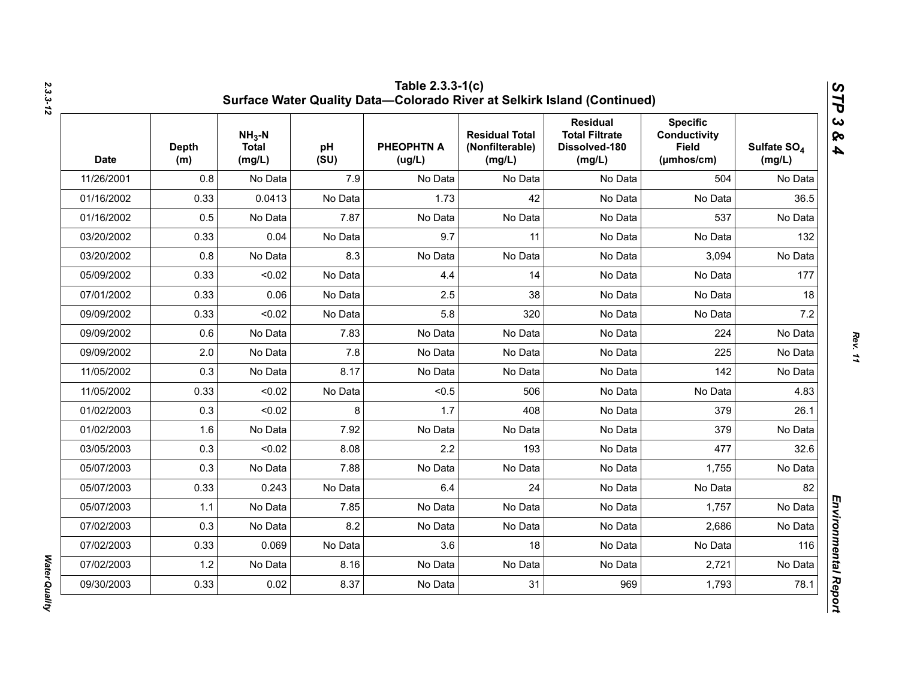# Table 2.3.3-1(c) Surface Water Quality Data—Colorado River at Selkirk Island (Continued)

| Date | Depth (m) | $NH_3$-N Total (mg/L) | pH (SU) | PHEOPHTN A (ug/L) | Residual Total (Nonfilterable) (mg/L) | Residual Total Filtrate Dissolved-180 (mg/L) | Specific Conductivity Field (µmhos/cm) | Sulfate $SO_4$ (mg/L) |
|---|---|---|---|---|---|---|---|---|
| 11/26/2001 | 0.8 | No Data | 7.9 | No Data | No Data | No Data | 504 | No Data |
| 01/16/2002 | 0.33 | 0.0413 | No Data | 1.73 | 42 | No Data | No Data | 36.5 |
| 01/16/2002 | 0.5 | No Data | 7.87 | No Data | No Data | No Data | 537 | No Data |
| 03/20/2002 | 0.33 | 0.04 | No Data | 9.7 | 11 | No Data | No Data | 132 |
| 03/20/2002 | 0.8 | No Data | 8.3 | No Data | No Data | No Data | 3,094 | No Data |
| 05/09/2002 | 0.33 | <0.02 | No Data | 4.4 | 14 | No Data | No Data | 177 |
| 07/01/2002 | 0.33 | 0.06 | No Data | 2.5 | 38 | No Data | No Data | 18 |
| 09/09/2002 | 0.33 | <0.02 | No Data | 5.8 | 320 | No Data | No Data | 7.2 |
| 09/09/2002 | 0.6 | No Data | 7.83 | No Data | No Data | No Data | 224 | No Data |
| 09/09/2002 | 2.0 | No Data | 7.8 | No Data | No Data | No Data | 225 | No Data |
| 11/05/2002 | 0.3 | No Data | 8.17 | No Data | No Data | No Data | 142 | No Data |
| 11/05/2002 | 0.33 | <0.02 | No Data | <0.5 | 506 | No Data | No Data | 4.83 |
| 01/02/2003 | 0.3 | <0.02 | 8 | 1.7 | 408 | No Data | 379 | 26.1 |
| 01/02/2003 | 1.6 | No Data | 7.92 | No Data | No Data | No Data | 379 | No Data |
| 03/05/2003 | 0.3 | <0.02 | 8.08 | 2.2 | 193 | No Data | 477 | 32.6 |
| 05/07/2003 | 0.3 | No Data | 7.88 | No Data | No Data | No Data | 1,755 | No Data |
| 05/07/2003 | 0.33 | 0.243 | No Data | 6.4 | 24 | No Data | No Data | 82 |
| 05/07/2003 | 1.1 | No Data | 7.85 | No Data | No Data | No Data | 1,757 | No Data |
| 07/02/2003 | 0.3 | No Data | 8.2 | No Data | No Data | No Data | 2,686 | No Data |
| 07/02/2003 | 0.33 | 0.069 | No Data | 3.6 | 18 | No Data | No Data | 116 |
| 07/02/2003 | 1.2 | No Data | 8.16 | No Data | No Data | No Data | 2,721 | No Data |
| 09/30/2003 | 0.33 | 0.02 | 8.37 | No Data | 31 | 969 | 1,793 | 78.1 |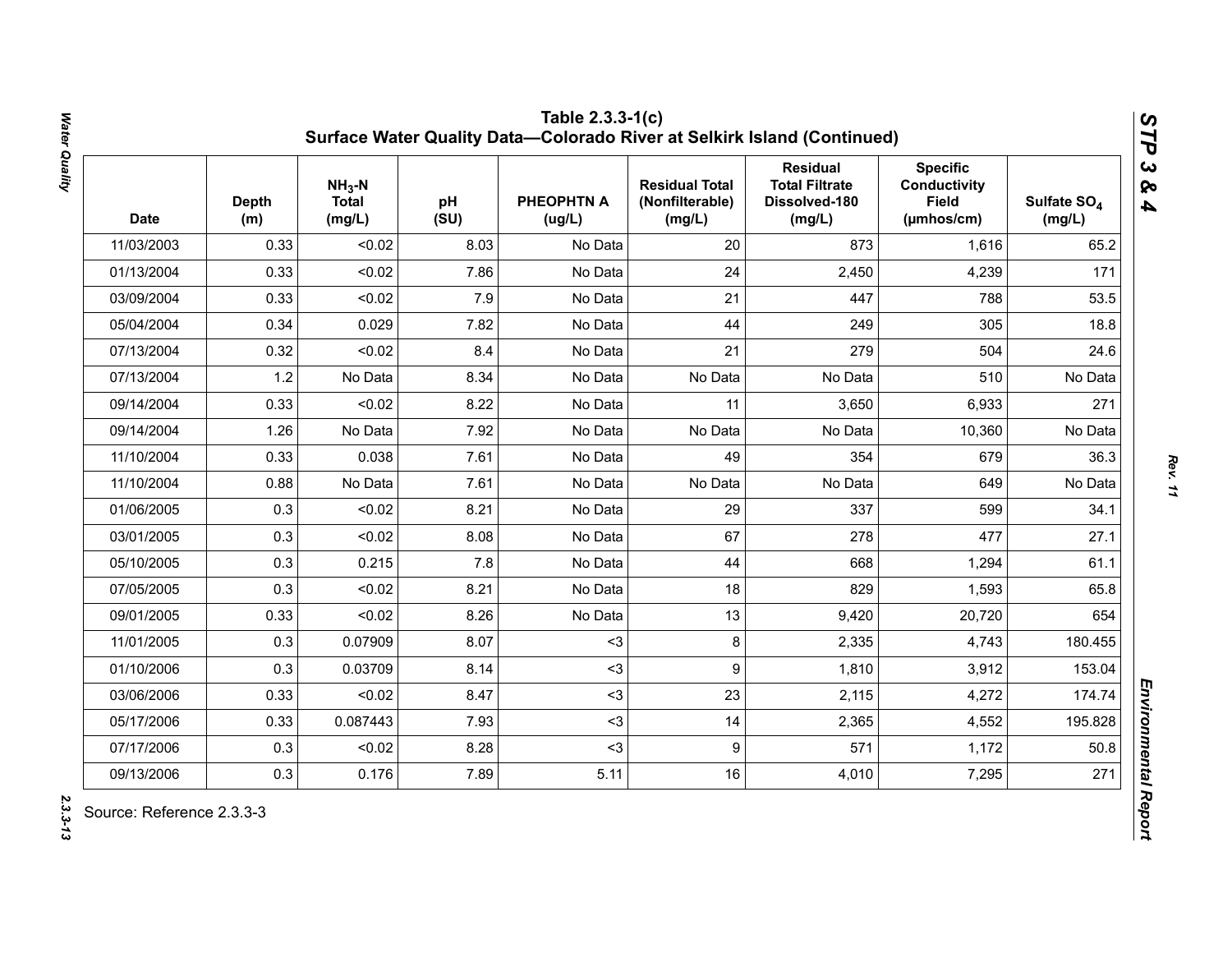# Table 2.3.3-1(c)
## Surface Water Quality Data—Colorado River at Selkirk Island (Continued)

| Date | Depth (m) | $NH_3$-N Total (mg/L) | pH (SU) | PHEOPHTN A (ug/L) | Residual Total (Nonfilterable) (mg/L) | Residual Total Filtrate Dissolved-180 (mg/L) | Specific Conductivity Field (µmhos/cm) | Sulfate $SO_4$ (mg/L) |
|---|---|---|---|---|---|---|---|---|
| 11/03/2003 | 0.33 | <0.02 | 8.03 | No Data | 20 | 873 | 1,616 | 65.2 |
| 01/13/2004 | 0.33 | <0.02 | 7.86 | No Data | 24 | 2,450 | 4,239 | 171 |
| 03/09/2004 | 0.33 | <0.02 | 7.9 | No Data | 21 | 447 | 788 | 53.5 |
| 05/04/2004 | 0.34 | 0.029 | 7.82 | No Data | 44 | 249 | 305 | 18.8 |
| 07/13/2004 | 0.32 | <0.02 | 8.4 | No Data | 21 | 279 | 504 | 24.6 |
| 07/13/2004 | 1.2 | No Data | 8.34 | No Data | No Data | No Data | 510 | No Data |
| 09/14/2004 | 0.33 | <0.02 | 8.22 | No Data | 11 | 3,650 | 6,933 | 271 |
| 09/14/2004 | 1.26 | No Data | 7.92 | No Data | No Data | No Data | 10,360 | No Data |
| 11/10/2004 | 0.33 | 0.038 | 7.61 | No Data | 49 | 354 | 679 | 36.3 |
| 11/10/2004 | 0.88 | No Data | 7.61 | No Data | No Data | No Data | 649 | No Data |
| 01/06/2005 | 0.3 | <0.02 | 8.21 | No Data | 29 | 337 | 599 | 34.1 |
| 03/01/2005 | 0.3 | <0.02 | 8.08 | No Data | 67 | 278 | 477 | 27.1 |
| 05/10/2005 | 0.3 | 0.215 | 7.8 | No Data | 44 | 668 | 1,294 | 61.1 |
| 07/05/2005 | 0.3 | <0.02 | 8.21 | No Data | 18 | 829 | 1,593 | 65.8 |
| 09/01/2005 | 0.33 | <0.02 | 8.26 | No Data | 13 | 9,420 | 20,720 | 654 |
| 11/01/2005 | 0.3 | 0.07909 | 8.07 | <3 | 8 | 2,335 | 4,743 | 180.455 |
| 01/10/2006 | 0.3 | 0.03709 | 8.14 | <3 | 9 | 1,810 | 3,912 | 153.04 |
| 03/06/2006 | 0.33 | <0.02 | 8.47 | <3 | 23 | 2,115 | 4,272 | 174.74 |
| 05/17/2006 | 0.33 | 0.087443 | 7.93 | <3 | 14 | 2,365 | 4,552 | 195.828 |
| 07/17/2006 | 0.3 | <0.02 | 8.28 | <3 | 9 | 571 | 1,172 | 50.8 |
| 09/13/2006 | 0.3 | 0.176 | 7.89 | 5.11 | 16 | 4,010 | 7,295 | 271 |

Source: Reference 2.3.3-3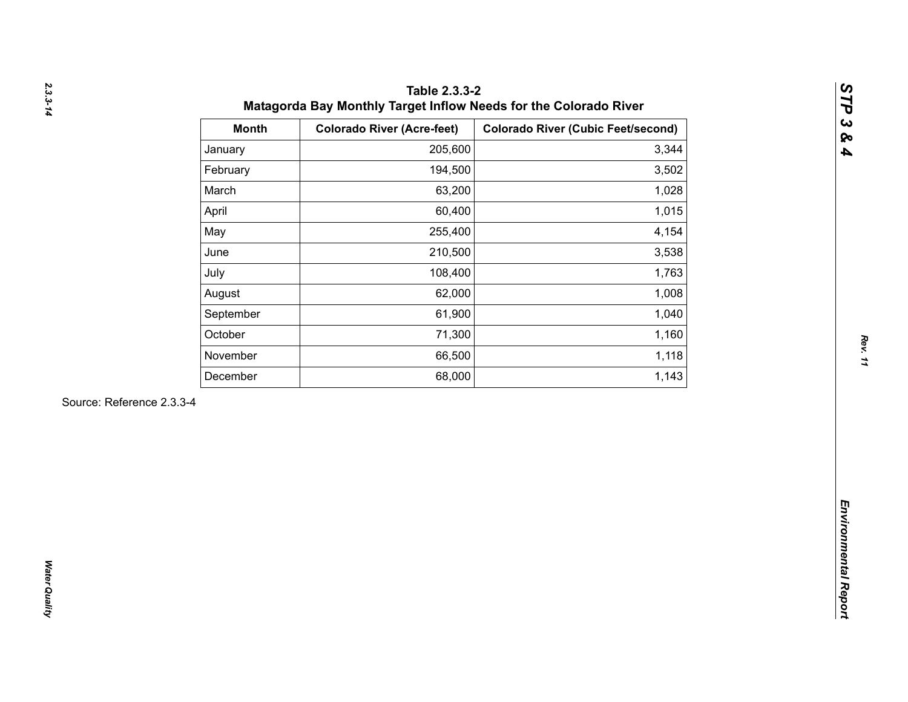**Table 2.3.3-2**
**Matagorda Bay Monthly Target Inflow Needs for the Colorado River**

| Month | Colorado River (Acre-feet) | Colorado River (Cubic Feet/second) |
|---|---:|---:|
| January | 205,600 | 3,344 |
| February | 194,500 | 3,502 |
| March | 63,200 | 1,028 |
| April | 60,400 | 1,015 |
| May | 255,400 | 4,154 |
| June | 210,500 | 3,538 |
| July | 108,400 | 1,763 |
| August | 62,000 | 1,008 |
| September | 61,900 | 1,040 |
| October | 71,300 | 1,160 |
| November | 66,500 | 1,118 |
| December | 68,000 | 1,143 |

Source: Reference 2.3.3-4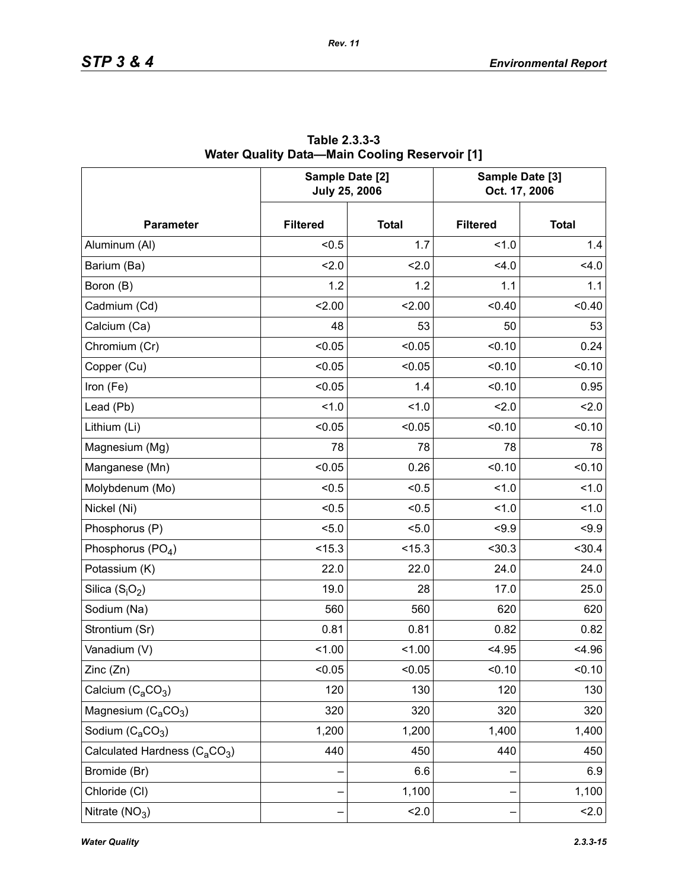**Table 2.3.3-3**
**Water Quality Data—Main Cooling Reservoir [1]**

| Parameter | Sample Date [2] July 25, 2006 | | Sample Date [3] Oct. 17, 2006 | |
|---|---|---|---|---|
| | Filtered | Total | Filtered | Total |
| Aluminum (Al) | <0.5 | 1.7 | <1.0 | 1.4 |
| Barium (Ba) | <2.0 | <2.0 | <4.0 | <4.0 |
| Boron (B) | 1.2 | 1.2 | 1.1 | 1.1 |
| Cadmium (Cd) | <2.00 | <2.00 | <0.40 | <0.40 |
| Calcium (Ca) | 48 | 53 | 50 | 53 |
| Chromium (Cr) | <0.05 | <0.05 | <0.10 | 0.24 |
| Copper (Cu) | <0.05 | <0.05 | <0.10 | <0.10 |
| Iron (Fe) | <0.05 | 1.4 | <0.10 | 0.95 |
| Lead (Pb) | <1.0 | <1.0 | <2.0 | <2.0 |
| Lithium (Li) | <0.05 | <0.05 | <0.10 | <0.10 |
| Magnesium (Mg) | 78 | 78 | 78 | 78 |
| Manganese (Mn) | <0.05 | 0.26 | <0.10 | <0.10 |
| Molybdenum (Mo) | <0.5 | <0.5 | <1.0 | <1.0 |
| Nickel (Ni) | <0.5 | <0.5 | <1.0 | <1.0 |
| Phosphorus (P) | <5.0 | <5.0 | <9.9 | <9.9 |
| Phosphorus ($PO_4$) | <15.3 | <15.3 | <30.3 | <30.4 |
| Potassium (K) | 22.0 | 22.0 | 24.0 | 24.0 |
| Silica ($S_iO_2$) | 19.0 | 28 | 17.0 | 25.0 |
| Sodium (Na) | 560 | 560 | 620 | 620 |
| Strontium (Sr) | 0.81 | 0.81 | 0.82 | 0.82 |
| Vanadium (V) | <1.00 | <1.00 | <4.95 | <4.96 |
| Zinc (Zn) | <0.05 | <0.05 | <0.10 | <0.10 |
| Calcium ($C_aCO_3$) | 120 | 130 | 120 | 130 |
| Magnesium ($C_aCO_3$) | 320 | 320 | 320 | 320 |
| Sodium ($C_aCO_3$) | 1,200 | 1,200 | 1,400 | 1,400 |
| Calculated Hardness ($C_aCO_3$) | 440 | 450 | 440 | 450 |
| Bromide (Br) | – | 6.6 | – | 6.9 |
| Chloride (Cl) | – | 1,100 | – | 1,100 |
| Nitrate ($NO_3$) | – | <2.0 | – | <2.0 |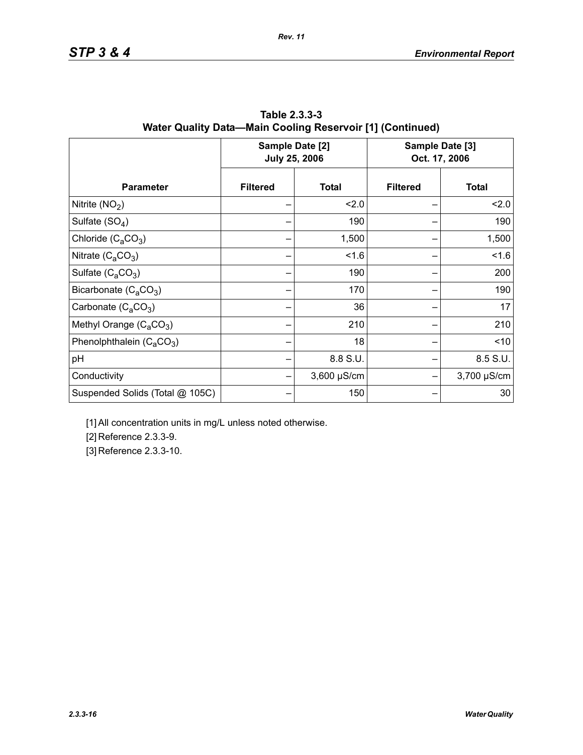**Table 2.3.3-3**
**Water Quality Data—Main Cooling Reservoir [1] (Continued)**

| | Sample Date [2] July 25, 2006 | | Sample Date [3] Oct. 17, 2006 | |
|---|---|---|---|---|
| **Parameter** | **Filtered** | **Total** | **Filtered** | **Total** |
| Nitrite ($NO_2$) | – | <2.0 | – | <2.0 |
| Sulfate ($SO_4$) | – | 190 | – | 190 |
| Chloride ($C_aCO_3$) | – | 1,500 | – | 1,500 |
| Nitrate ($C_aCO_3$) | – | <1.6 | – | <1.6 |
| Sulfate ($C_aCO_3$) | – | 190 | – | 200 |
| Bicarbonate ($C_aCO_3$) | – | 170 | – | 190 |
| Carbonate ($C_aCO_3$) | – | 36 | – | 17 |
| Methyl Orange ($C_aCO_3$) | – | 210 | – | 210 |
| Phenolphthalein ($C_aCO_3$) | – | 18 | – | <10 |
| pH | – | 8.8 S.U. | – | 8.5 S.U. |
| Conductivity | – | 3,600 µS/cm | – | 3,700 µS/cm |
| Suspended Solids (Total @ 105C) | – | 150 | – | 30 |

[1] All concentration units in mg/L unless noted otherwise.

[2] Reference 2.3.3-9.

[3] Reference 2.3.3-10.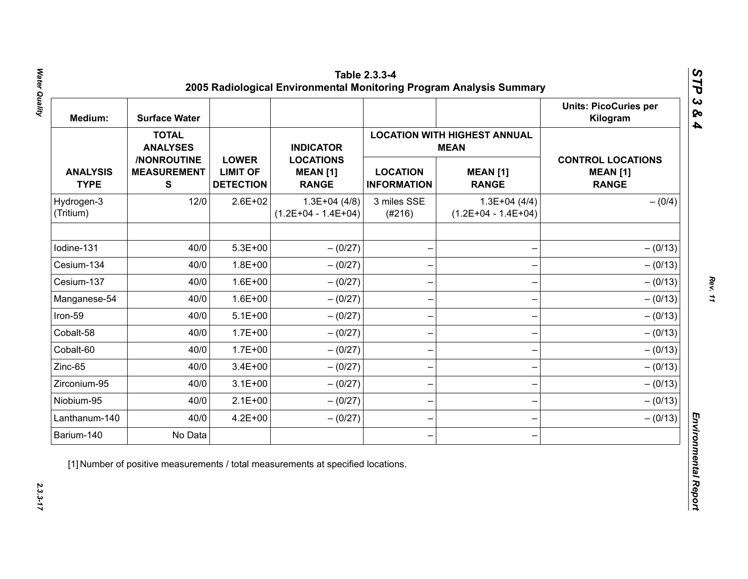# Table 2.3.3-4
## 2005 Radiological Environmental Monitoring Program Analysis Summary

| Medium: | Surface Water | | | | | Units: PicoCuries per Kilogram |
|---|---|---|---|---|---|---|
| | | | | LOCATION WITH HIGHEST ANNUAL MEAN | | |
| ANALYSIS TYPE | TOTAL ANALYSES /NONROUTINE MEASUREMENTS | LOWER LIMIT OF DETECTION | INDICATOR LOCATIONS MEAN [1] RANGE | LOCATION INFORMATION | MEAN [1] RANGE | CONTROL LOCATIONS MEAN [1] RANGE |
| Hydrogen-3 (Tritium) | 12/0 | 2.6E+02 | 1.3E+04 (4/8) (1.2E+04 - 1.4E+04) | 3 miles SSE (#216) | 1.3E+04 (4/4) (1.2E+04 - 1.4E+04) | – (0/4) |
| | | | | | | |
| Iodine-131 | 40/0 | 5.3E+00 | – (0/27) | – | – | – (0/13) |
| Cesium-134 | 40/0 | 1.8E+00 | – (0/27) | – | – | – (0/13) |
| Cesium-137 | 40/0 | 1.6E+00 | – (0/27) | – | – | – (0/13) |
| Manganese-54 | 40/0 | 1.6E+00 | – (0/27) | – | – | – (0/13) |
| Iron-59 | 40/0 | 5.1E+00 | – (0/27) | – | – | – (0/13) |
| Cobalt-58 | 40/0 | 1.7E+00 | – (0/27) | – | – | – (0/13) |
| Cobalt-60 | 40/0 | 1.7E+00 | – (0/27) | – | – | – (0/13) |
| Zinc-65 | 40/0 | 3.4E+00 | – (0/27) | – | – | – (0/13) |
| Zirconium-95 | 40/0 | 3.1E+00 | – (0/27) | – | – | – (0/13) |
| Niobium-95 | 40/0 | 2.1E+00 | – (0/27) | – | – | – (0/13) |
| Lanthanum-140 | 40/0 | 4.2E+00 | – (0/27) | – | – | – (0/13) |
| Barium-140 | No Data | | | – | – | |

[1] Number of positive measurements / total measurements at specified locations.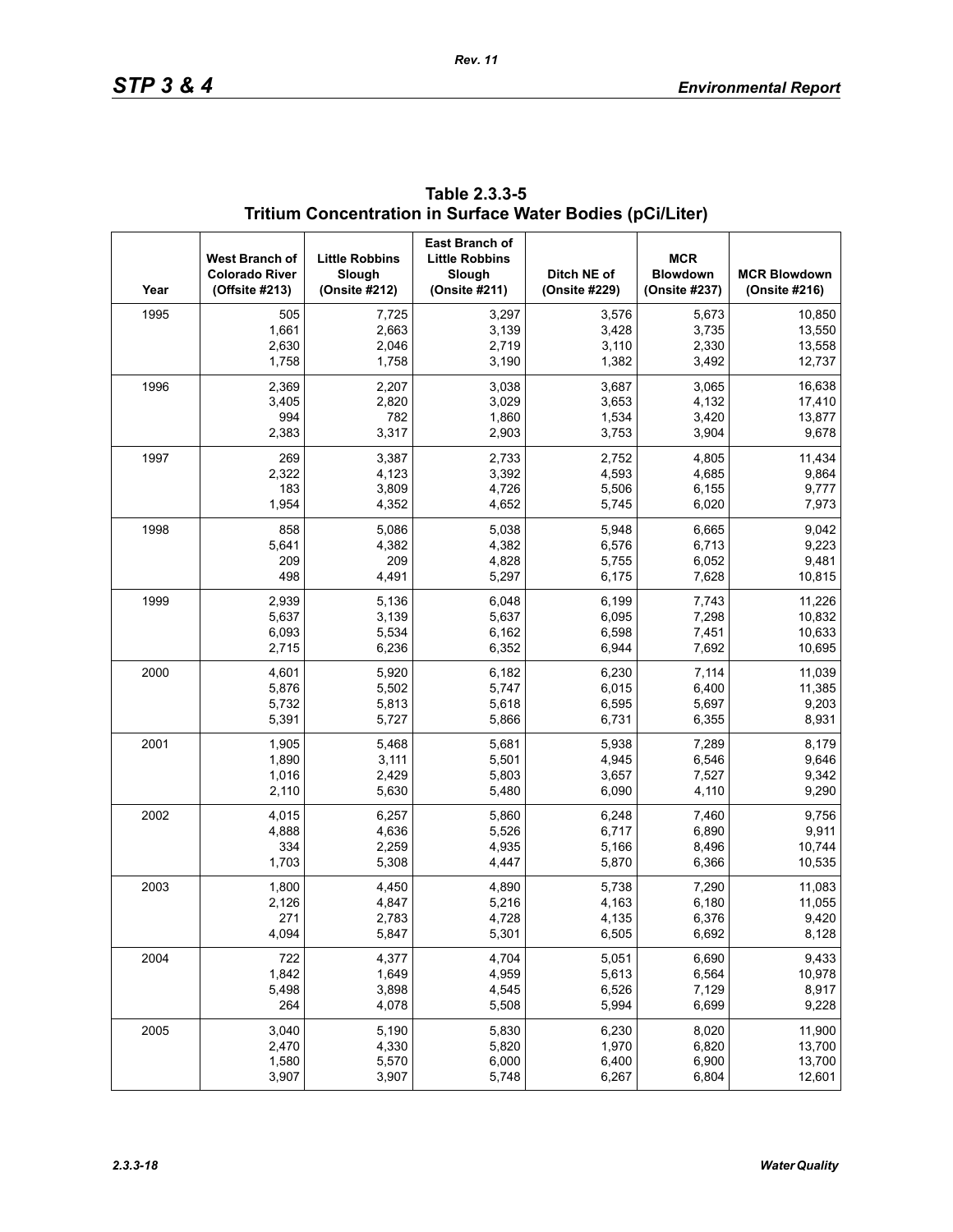**Table 2.3.3-5**
**Tritium Concentration in Surface Water Bodies (pCi/Liter)**

| Year | West Branch of Colorado River (Offsite #213) | Little Robbins Slough (Onsite #212) | East Branch of Little Robbins Slough (Onsite #211) | Ditch NE of (Onsite #229) | MCR Blowdown (Onsite #237) | MCR Blowdown (Onsite #216) |
|---|---|---|---|---|---|---|
| 1995 | 505 | 7,725 | 3,297 | 3,576 | 5,673 | 10,850 |
| | 1,661 | 2,663 | 3,139 | 3,428 | 3,735 | 13,550 |
| | 2,630 | 2,046 | 2,719 | 3,110 | 2,330 | 13,558 |
| | 1,758 | 1,758 | 3,190 | 1,382 | 3,492 | 12,737 |
| 1996 | 2,369 | 2,207 | 3,038 | 3,687 | 3,065 | 16,638 |
| | 3,405 | 2,820 | 3,029 | 3,653 | 4,132 | 17,410 |
| | 994 | 782 | 1,860 | 1,534 | 3,420 | 13,877 |
| | 2,383 | 3,317 | 2,903 | 3,753 | 3,904 | 9,678 |
| 1997 | 269 | 3,387 | 2,733 | 2,752 | 4,805 | 11,434 |
| | 2,322 | 4,123 | 3,392 | 4,593 | 4,685 | 9,864 |
| | 183 | 3,809 | 4,726 | 5,506 | 6,155 | 9,777 |
| | 1,954 | 4,352 | 4,652 | 5,745 | 6,020 | 7,973 |
| 1998 | 858 | 5,086 | 5,038 | 5,948 | 6,665 | 9,042 |
| | 5,641 | 4,382 | 4,382 | 6,576 | 6,713 | 9,223 |
| | 209 | 209 | 4,828 | 5,755 | 6,052 | 9,481 |
| | 498 | 4,491 | 5,297 | 6,175 | 7,628 | 10,815 |
| 1999 | 2,939 | 5,136 | 6,048 | 6,199 | 7,743 | 11,226 |
| | 5,637 | 3,139 | 5,637 | 6,095 | 7,298 | 10,832 |
| | 6,093 | 5,534 | 6,162 | 6,598 | 7,451 | 10,633 |
| | 2,715 | 6,236 | 6,352 | 6,944 | 7,692 | 10,695 |
| 2000 | 4,601 | 5,920 | 6,182 | 6,230 | 7,114 | 11,039 |
| | 5,876 | 5,502 | 5,747 | 6,015 | 6,400 | 11,385 |
| | 5,732 | 5,813 | 5,618 | 6,595 | 5,697 | 9,203 |
| | 5,391 | 5,727 | 5,866 | 6,731 | 6,355 | 8,931 |
| 2001 | 1,905 | 5,468 | 5,681 | 5,938 | 7,289 | 8,179 |
| | 1,890 | 3,111 | 5,501 | 4,945 | 6,546 | 9,646 |
| | 1,016 | 2,429 | 5,803 | 3,657 | 7,527 | 9,342 |
| | 2,110 | 5,630 | 5,480 | 6,090 | 4,110 | 9,290 |
| 2002 | 4,015 | 6,257 | 5,860 | 6,248 | 7,460 | 9,756 |
| | 4,888 | 4,636 | 5,526 | 6,717 | 6,890 | 9,911 |
| | 334 | 2,259 | 4,935 | 5,166 | 8,496 | 10,744 |
| | 1,703 | 5,308 | 4,447 | 5,870 | 6,366 | 10,535 |
| 2003 | 1,800 | 4,450 | 4,890 | 5,738 | 7,290 | 11,083 |
| | 2,126 | 4,847 | 5,216 | 4,163 | 6,180 | 11,055 |
| | 271 | 2,783 | 4,728 | 4,135 | 6,376 | 9,420 |
| | 4,094 | 5,847 | 5,301 | 6,505 | 6,692 | 8,128 |
| 2004 | 722 | 4,377 | 4,704 | 5,051 | 6,690 | 9,433 |
| | 1,842 | 1,649 | 4,959 | 5,613 | 6,564 | 10,978 |
| | 5,498 | 3,898 | 4,545 | 6,526 | 7,129 | 8,917 |
| | 264 | 4,078 | 5,508 | 5,994 | 6,699 | 9,228 |
| 2005 | 3,040 | 5,190 | 5,830 | 6,230 | 8,020 | 11,900 |
| | 2,470 | 4,330 | 5,820 | 1,970 | 6,820 | 13,700 |
| | 1,580 | 5,570 | 6,000 | 6,400 | 6,900 | 13,700 |
| | 3,907 | 3,907 | 5,748 | 6,267 | 6,804 | 12,601 |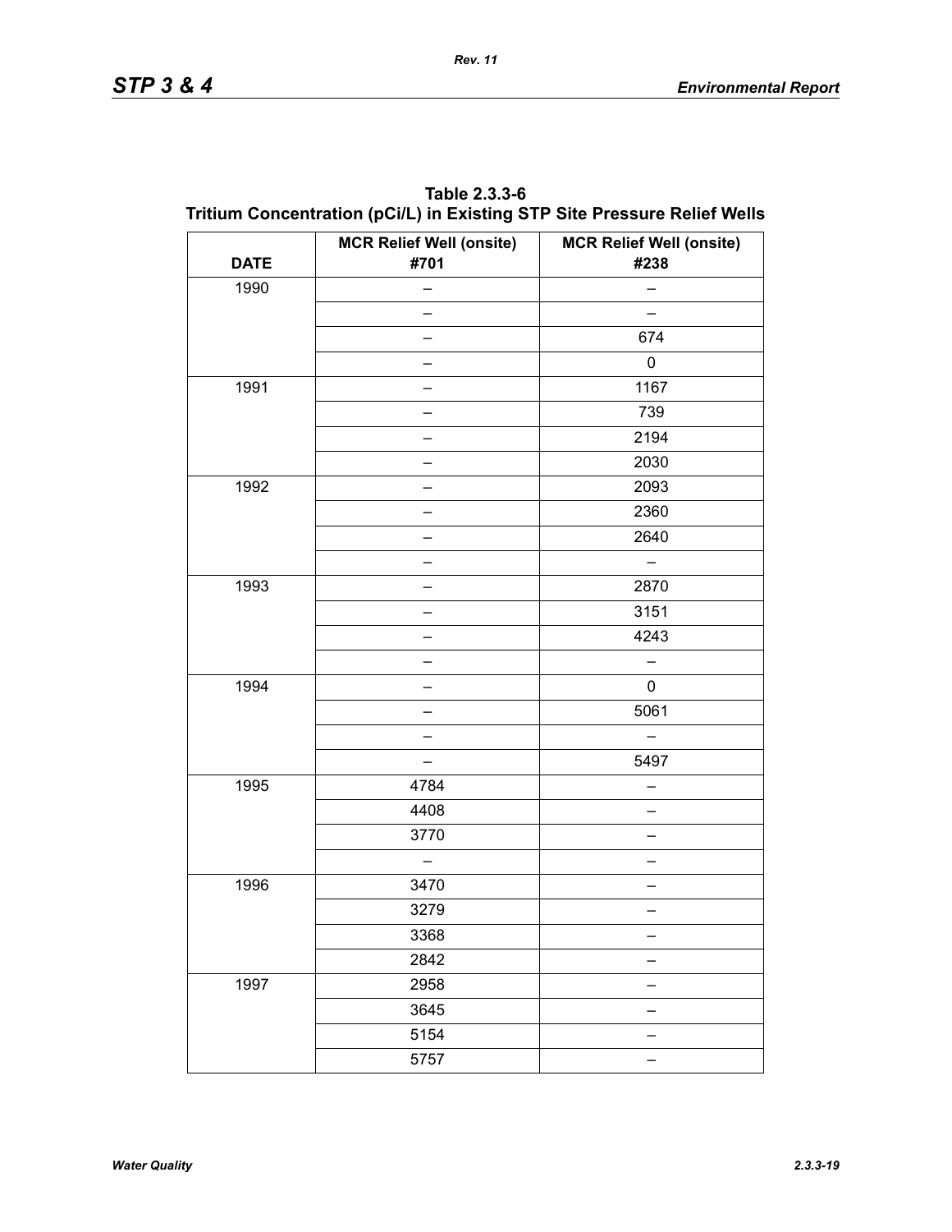**Table 2.3.3-6**
**Tritium Concentration (pCi/L) in Existing STP Site Pressure Relief Wells**

| DATE | MCR Relief Well (onsite) #701 | MCR Relief Well (onsite) #238 |
|---|---|---|
| 1990 | – | – |
| | – | – |
| | – | 674 |
| | – | 0 |
| 1991 | – | 1167 |
| | – | 739 |
| | – | 2194 |
| | – | 2030 |
| 1992 | – | 2093 |
| | – | 2360 |
| | – | 2640 |
| | – | – |
| 1993 | – | 2870 |
| | – | 3151 |
| | – | 4243 |
| | – | – |
| 1994 | – | 0 |
| | – | 5061 |
| | – | – |
| | – | 5497 |
| 1995 | 4784 | – |
| | 4408 | – |
| | 3770 | – |
| | – | – |
| 1996 | 3470 | – |
| | 3279 | – |
| | 3368 | – |
| | 2842 | – |
| 1997 | 2958 | – |
| | 3645 | – |
| | 5154 | – |
| | 5757 | – |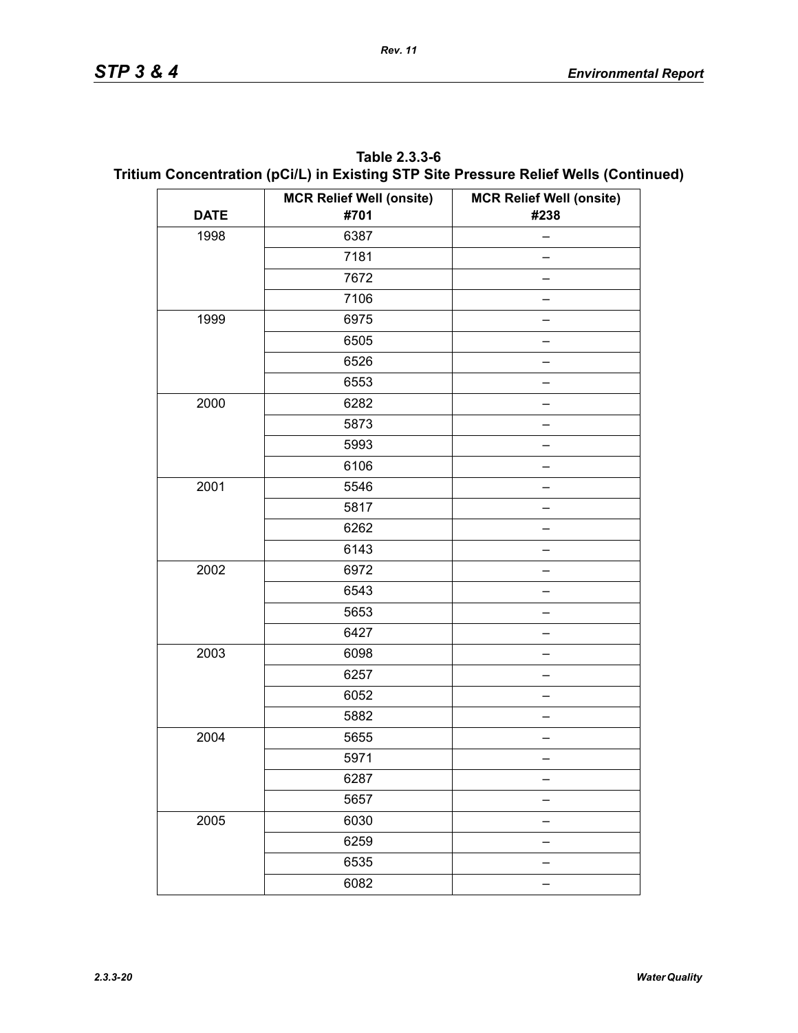**Table 2.3.3-6**
**Tritium Concentration (pCi/L) in Existing STP Site Pressure Relief Wells (Continued)**

| DATE | MCR Relief Well (onsite) #701 | MCR Relief Well (onsite) #238 |
|---|---|---|
| 1998 | 6387 | – |
| | 7181 | – |
| | 7672 | – |
| | 7106 | – |
| 1999 | 6975 | – |
| | 6505 | – |
| | 6526 | – |
| | 6553 | – |
| 2000 | 6282 | – |
| | 5873 | – |
| | 5993 | – |
| | 6106 | – |
| 2001 | 5546 | – |
| | 5817 | – |
| | 6262 | – |
| | 6143 | – |
| 2002 | 6972 | – |
| | 6543 | – |
| | 5653 | – |
| | 6427 | – |
| 2003 | 6098 | – |
| | 6257 | – |
| | 6052 | – |
| | 5882 | – |
| 2004 | 5655 | – |
| | 5971 | – |
| | 6287 | – |
| | 5657 | – |
| 2005 | 6030 | – |
| | 6259 | – |
| | 6535 | – |
| | 6082 | – |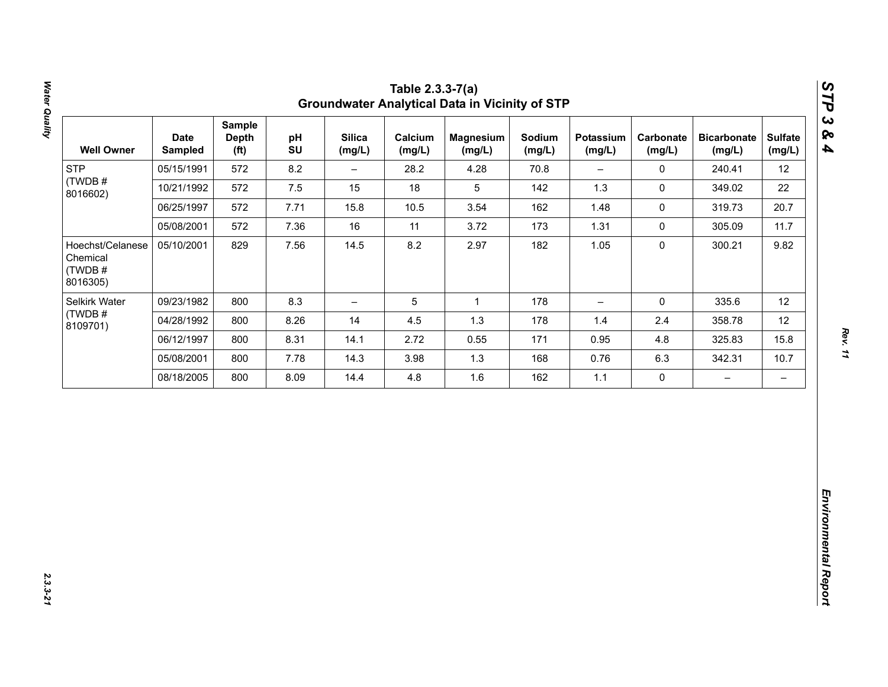# Table 2.3.3-7(a) Groundwater Analytical Data in Vicinity of STP

| Well Owner | Date Sampled | Sample Depth (ft) | pH SU | Silica (mg/L) | Calcium (mg/L) | Magnesium (mg/L) | Sodium (mg/L) | Potassium (mg/L) | Carbonate (mg/L) | Bicarbonate (mg/L) | Sulfate (mg/L) |
|---|---|---|---|---|---|---|---|---|---|---|---|
| STP (TWDB # 8016602) | 05/15/1991 | 572 | 8.2 | – | 28.2 | 4.28 | 70.8 | – | 0 | 240.41 | 12 |
| | 10/21/1992 | 572 | 7.5 | 15 | 18 | 5 | 142 | 1.3 | 0 | 349.02 | 22 |
| | 06/25/1997 | 572 | 7.71 | 15.8 | 10.5 | 3.54 | 162 | 1.48 | 0 | 319.73 | 20.7 |
| | 05/08/2001 | 572 | 7.36 | 16 | 11 | 3.72 | 173 | 1.31 | 0 | 305.09 | 11.7 |
| Hoechst/Celanese Chemical (TWDB # 8016305) | 05/10/2001 | 829 | 7.56 | 14.5 | 8.2 | 2.97 | 182 | 1.05 | 0 | 300.21 | 9.82 |
| Selkirk Water (TWDB # 8109701) | 09/23/1982 | 800 | 8.3 | – | 5 | 1 | 178 | – | 0 | 335.6 | 12 |
| | 04/28/1992 | 800 | 8.26 | 14 | 4.5 | 1.3 | 178 | 1.4 | 2.4 | 358.78 | 12 |
| | 06/12/1997 | 800 | 8.31 | 14.1 | 2.72 | 0.55 | 171 | 0.95 | 4.8 | 325.83 | 15.8 |
| | 05/08/2001 | 800 | 7.78 | 14.3 | 3.98 | 1.3 | 168 | 0.76 | 6.3 | 342.31 | 10.7 |
| | 08/18/2005 | 800 | 8.09 | 14.4 | 4.8 | 1.6 | 162 | 1.1 | 0 | – | – |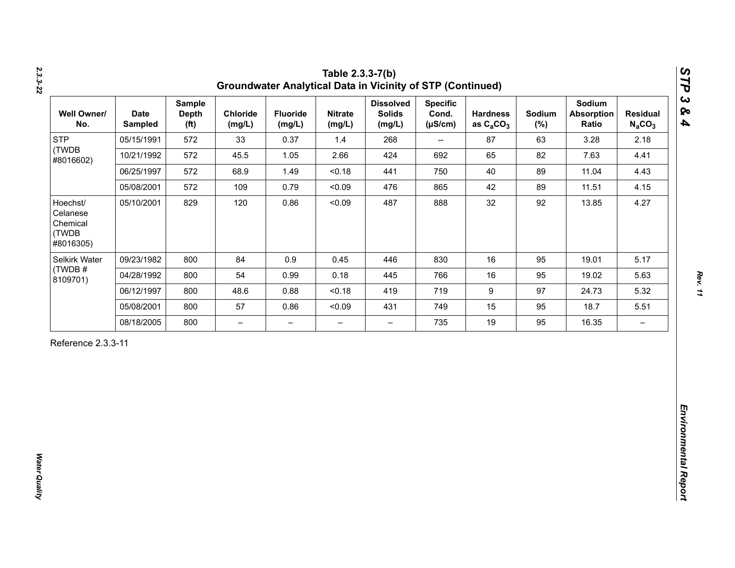**Table 2.3.3-7(b)**
**Groundwater Analytical Data in Vicinity of STP (Continued)**

| Well Owner/ No. | Date Sampled | Sample Depth (ft) | Chloride (mg/L) | Fluoride (mg/L) | Nitrate (mg/L) | Dissolved Solids (mg/L) | Specific Cond. (µS/cm) | Hardness as $C_aCO_3$ | Sodium (%) | Sodium Absorption Ratio | Residual $N_aCO_3$ |
|---|---|---|---|---|---|---|---|---|---|---|---|
| STP (TWDB #8016602) | 05/15/1991 | 572 | 33 | 0.37 | 1.4 | 268 | -- | 87 | 63 | 3.28 | 2.18 |
| | 10/21/1992 | 572 | 45.5 | 1.05 | 2.66 | 424 | 692 | 65 | 82 | 7.63 | 4.41 |
| | 06/25/1997 | 572 | 68.9 | 1.49 | <0.18 | 441 | 750 | 40 | 89 | 11.04 | 4.43 |
| | 05/08/2001 | 572 | 109 | 0.79 | <0.09 | 476 | 865 | 42 | 89 | 11.51 | 4.15 |
| Hoechst/ Celanese Chemical (TWDB #8016305) | 05/10/2001 | 829 | 120 | 0.86 | <0.09 | 487 | 888 | 32 | 92 | 13.85 | 4.27 |
| Selkirk Water (TWDB # 8109701) | 09/23/1982 | 800 | 84 | 0.9 | 0.45 | 446 | 830 | 16 | 95 | 19.01 | 5.17 |
| | 04/28/1992 | 800 | 54 | 0.99 | 0.18 | 445 | 766 | 16 | 95 | 19.02 | 5.63 |
| | 06/12/1997 | 800 | 48.6 | 0.88 | <0.18 | 419 | 719 | 9 | 97 | 24.73 | 5.32 |
| | 05/08/2001 | 800 | 57 | 0.86 | <0.09 | 431 | 749 | 15 | 95 | 18.7 | 5.51 |
| | 08/18/2005 | 800 | – | – | – | – | 735 | 19 | 95 | 16.35 | – |

Reference 2.3.3-11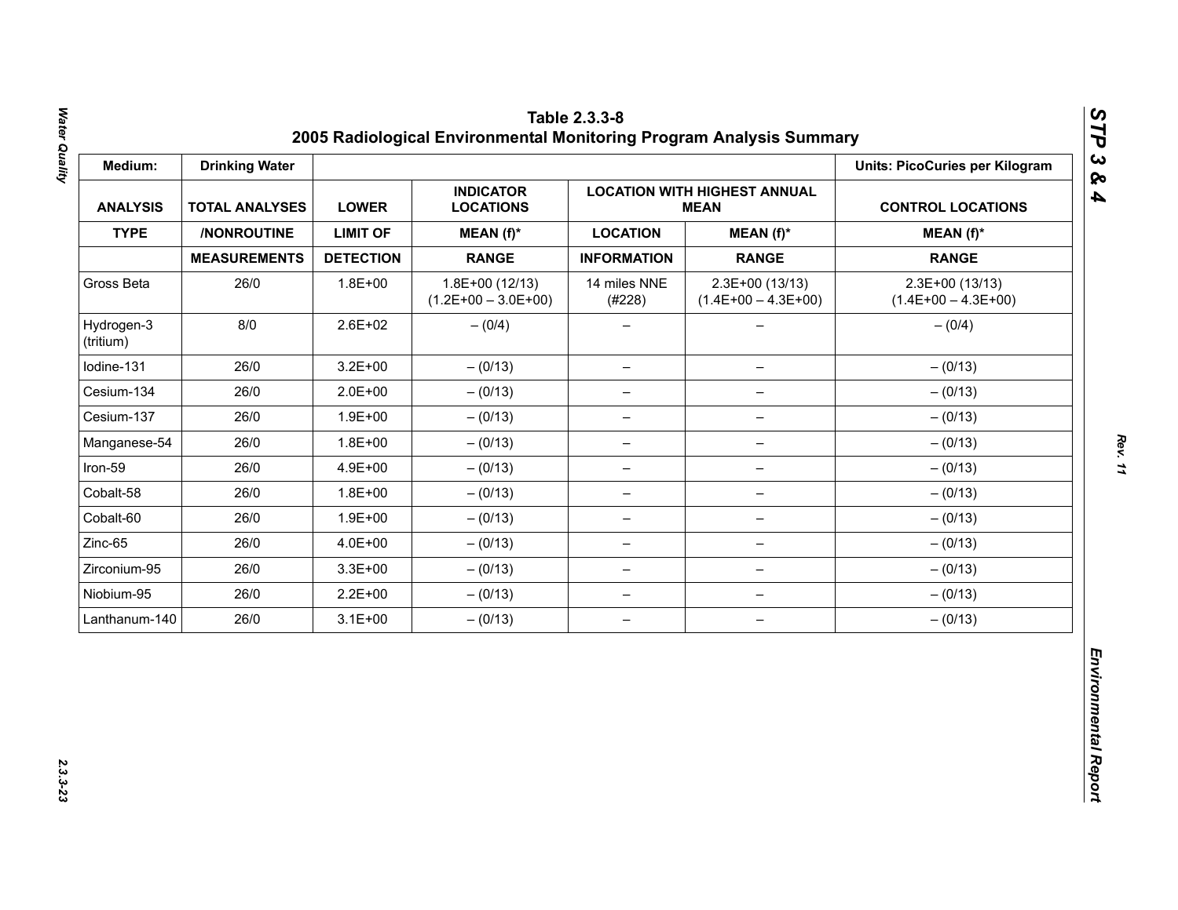# Table 2.3.3-8
## 2005 Radiological Environmental Monitoring Program Analysis Summary

| Medium: | Drinking Water | | | | | Units: PicoCuries per Kilogram |
|---|---|---|---|---|---|---|
| ANALYSIS | TOTAL ANALYSES | LOWER | INDICATOR LOCATIONS | LOCATION WITH HIGHEST ANNUAL MEAN | | CONTROL LOCATIONS |
| TYPE | /NONROUTINE | LIMIT OF | MEAN (f)* | LOCATION | MEAN (f)* | MEAN (f)* |
| | MEASUREMENTS | DETECTION | RANGE | INFORMATION | RANGE | RANGE |
| Gross Beta | 26/0 | 1.8E+00 | 1.8E+00 (12/13) (1.2E+00 – 3.0E+00) | 14 miles NNE (#228) | 2.3E+00 (13/13) (1.4E+00 – 4.3E+00) | 2.3E+00 (13/13) (1.4E+00 – 4.3E+00) |
| Hydrogen-3 (tritium) | 8/0 | 2.6E+02 | – (0/4) | – | – | – (0/4) |
| Iodine-131 | 26/0 | 3.2E+00 | – (0/13) | – | – | – (0/13) |
| Cesium-134 | 26/0 | 2.0E+00 | – (0/13) | – | – | – (0/13) |
| Cesium-137 | 26/0 | 1.9E+00 | – (0/13) | – | – | – (0/13) |
| Manganese-54 | 26/0 | 1.8E+00 | – (0/13) | – | – | – (0/13) |
| Iron-59 | 26/0 | 4.9E+00 | – (0/13) | – | – | – (0/13) |
| Cobalt-58 | 26/0 | 1.8E+00 | – (0/13) | – | – | – (0/13) |
| Cobalt-60 | 26/0 | 1.9E+00 | – (0/13) | – | – | – (0/13) |
| Zinc-65 | 26/0 | 4.0E+00 | – (0/13) | – | – | – (0/13) |
| Zirconium-95 | 26/0 | 3.3E+00 | – (0/13) | – | – | – (0/13) |
| Niobium-95 | 26/0 | 2.2E+00 | – (0/13) | – | – | – (0/13) |
| Lanthanum-140 | 26/0 | 3.1E+00 | – (0/13) | – | – | – (0/13) |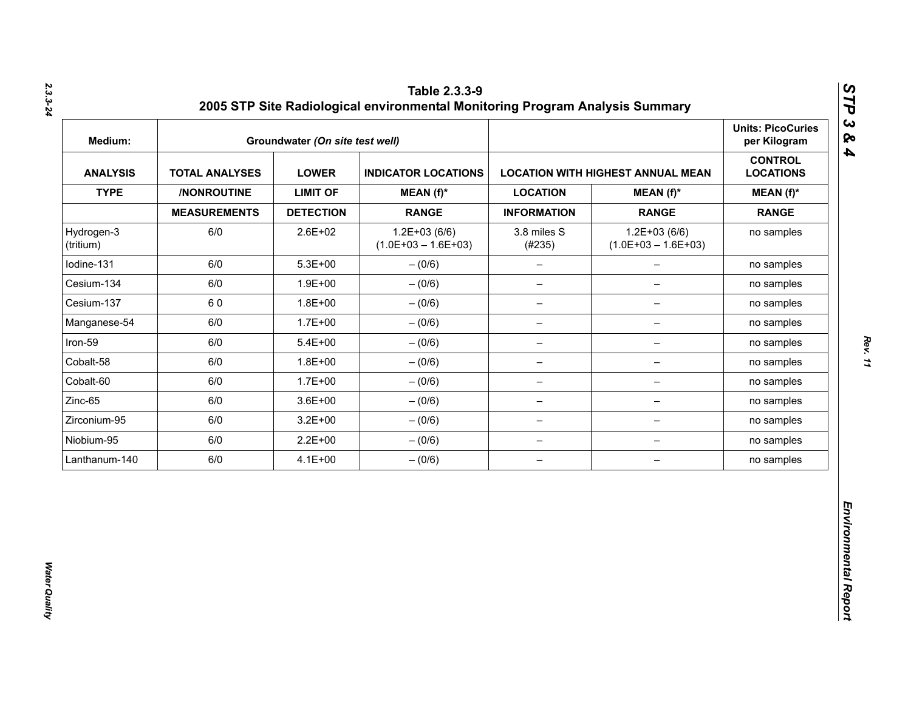# Table 2.3.3-9
## 2005 STP Site Radiological environmental Monitoring Program Analysis Summary

| Medium: | Groundwater *(On site test well)* | | | | | Units: PicoCuries per Kilogram |
|---|---|---|---|---|---|---|
| **ANALYSIS** | **TOTAL ANALYSES** | **LOWER** | **INDICATOR LOCATIONS** | **LOCATION WITH HIGHEST ANNUAL MEAN** | | **CONTROL LOCATIONS** |
| **TYPE** | **/NONROUTINE** | **LIMIT OF** | **MEAN (f)*** | **LOCATION** | **MEAN (f)*** | **MEAN (f)*** |
| | **MEASUREMENTS** | **DETECTION** | **RANGE** | **INFORMATION** | **RANGE** | **RANGE** |
| Hydrogen-3 (tritium) | 6/0 | 2.6E+02 | 1.2E+03 (6/6) (1.0E+03 – 1.6E+03) | 3.8 miles S (#235) | 1.2E+03 (6/6) (1.0E+03 – 1.6E+03) | no samples |
| Iodine-131 | 6/0 | 5.3E+00 | – (0/6) | – | – | no samples |
| Cesium-134 | 6/0 | 1.9E+00 | – (0/6) | – | – | no samples |
| Cesium-137 | 6 0 | 1.8E+00 | – (0/6) | – | – | no samples |
| Manganese-54 | 6/0 | 1.7E+00 | – (0/6) | – | – | no samples |
| Iron-59 | 6/0 | 5.4E+00 | – (0/6) | – | – | no samples |
| Cobalt-58 | 6/0 | 1.8E+00 | – (0/6) | – | – | no samples |
| Cobalt-60 | 6/0 | 1.7E+00 | – (0/6) | – | – | no samples |
| Zinc-65 | 6/0 | 3.6E+00 | – (0/6) | – | – | no samples |
| Zirconium-95 | 6/0 | 3.2E+00 | – (0/6) | – | – | no samples |
| Niobium-95 | 6/0 | 2.2E+00 | – (0/6) | – | – | no samples |
| Lanthanum-140 | 6/0 | 4.1E+00 | – (0/6) | – | – | no samples |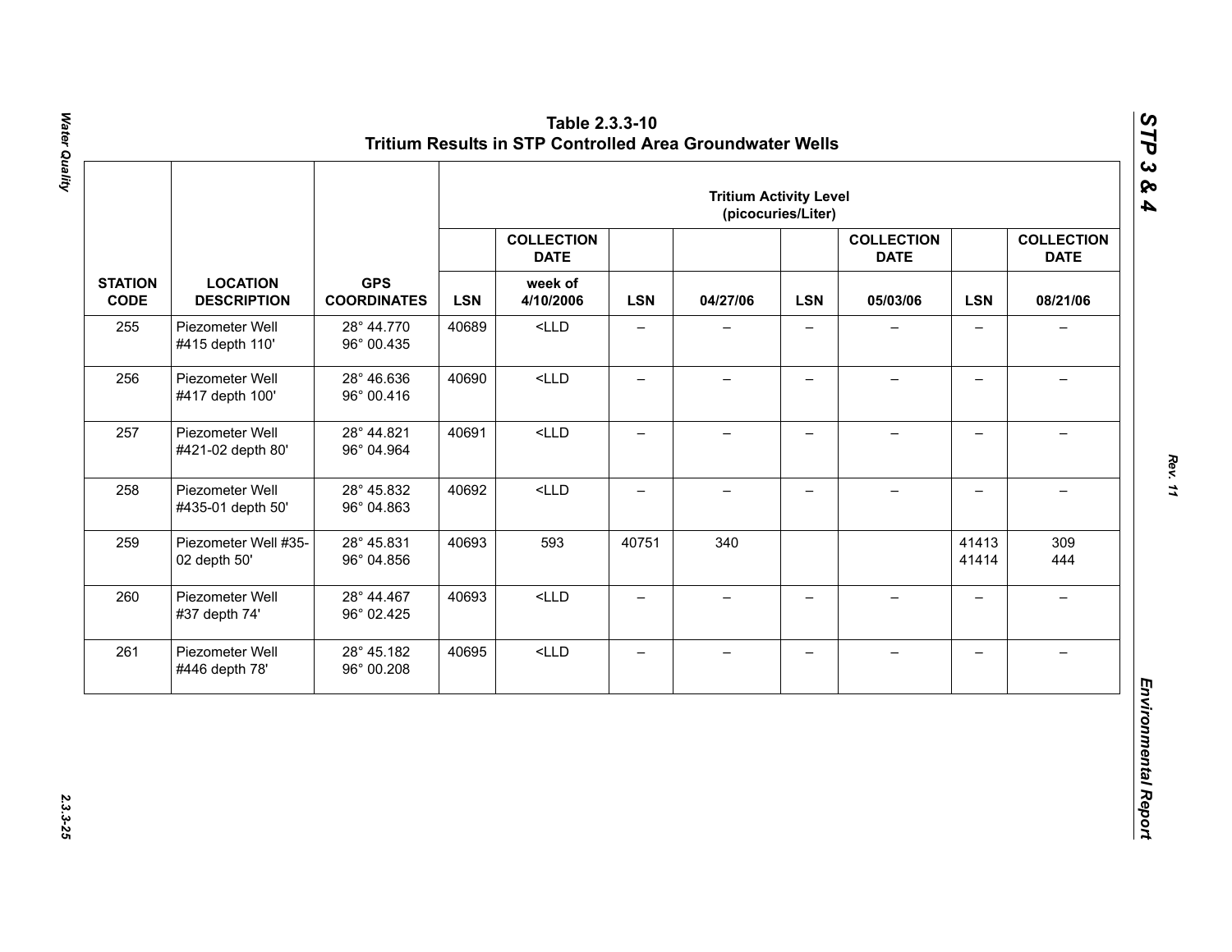# Table 2.3.3-10
## Tritium Results in STP Controlled Area Groundwater Wells

| STATION CODE | LOCATION DESCRIPTION | GPS COORDINATES | Tritium Activity Level (picocuries/Liter) | | | | | | | |
|---|---|---|---|---|---|---|---|---|---|---|
| | | | | COLLECTION DATE | | | | COLLECTION DATE | | COLLECTION DATE |
| | | | LSN | week of 4/10/2006 | LSN | 04/27/06 | LSN | 05/03/06 | LSN | 08/21/06 |
| 255 | Piezometer Well #415 depth 110' | 28° 44.770 96° 00.435 | 40689 | <LLD | – | – | – | – | – | – |
| 256 | Piezometer Well #417 depth 100' | 28° 46.636 96° 00.416 | 40690 | <LLD | – | – | – | – | – | – |
| 257 | Piezometer Well #421-02 depth 80' | 28° 44.821 96° 04.964 | 40691 | <LLD | – | – | – | – | – | – |
| 258 | Piezometer Well #435-01 depth 50' | 28° 45.832 96° 04.863 | 40692 | <LLD | – | – | – | – | – | – |
| 259 | Piezometer Well #35-02 depth 50' | 28° 45.831 96° 04.856 | 40693 | 593 | 40751 | 340 | | | 41413 41414 | 309 444 |
| 260 | Piezometer Well #37 depth 74' | 28° 44.467 96° 02.425 | 40693 | <LLD | – | – | – | – | – | – |
| 261 | Piezometer Well #446 depth 78' | 28° 45.182 96° 00.208 | 40695 | <LLD | – | – | – | – | – | – |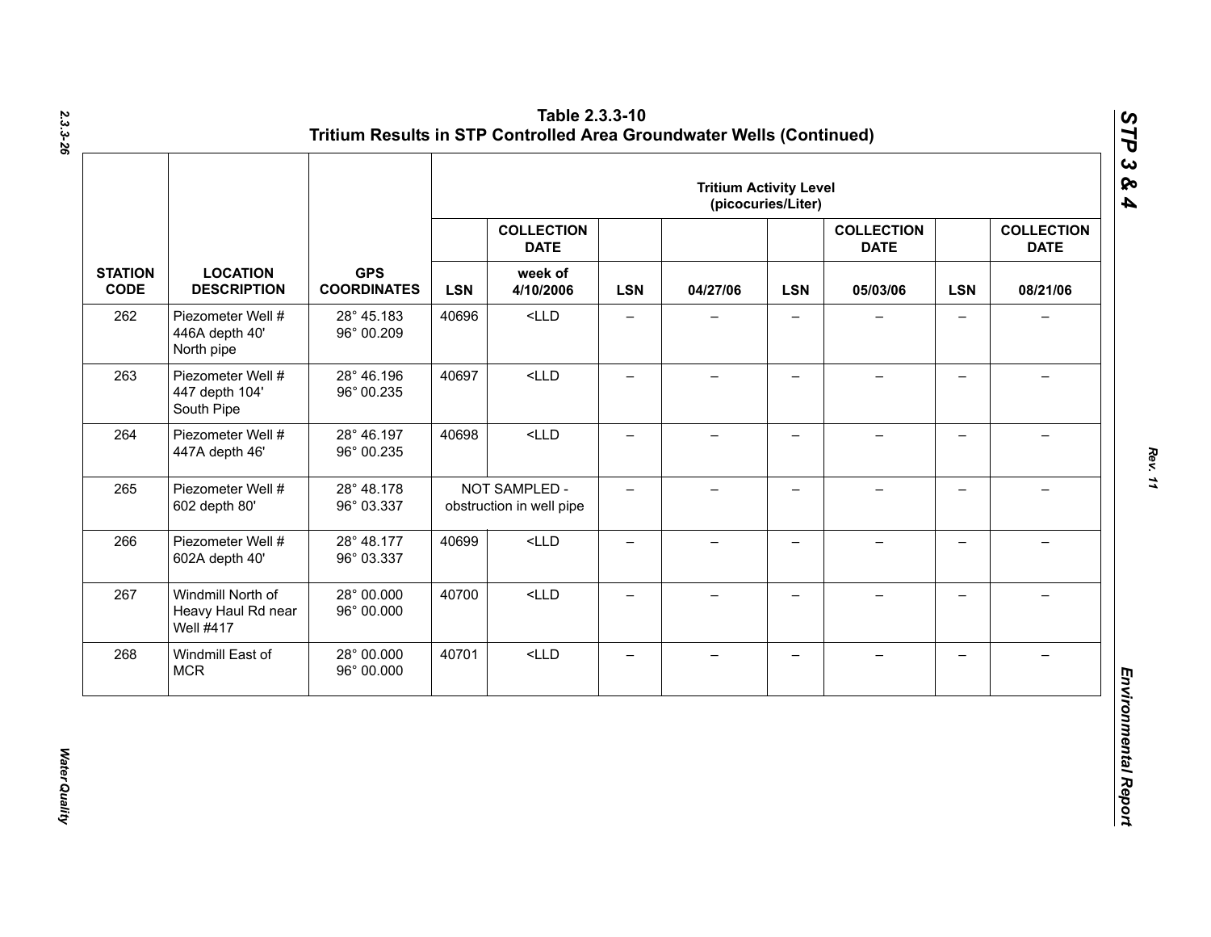## Table 2.3.3-10
## Tritium Results in STP Controlled Area Groundwater Wells (Continued)

| | | | Tritium Activity Level (picocuries/Liter) | | | | | | | |
|---|---|---|---|---|---|---|---|---|---|---|
| | | | | COLLECTION DATE | | | | COLLECTION DATE | | COLLECTION DATE |
| STATION CODE | LOCATION DESCRIPTION | GPS COORDINATES | LSN | week of 4/10/2006 | LSN | 04/27/06 | LSN | 05/03/06 | LSN | 08/21/06 |
| 262 | Piezometer Well # 446A depth 40' North pipe | 28° 45.183 96° 00.209 | 40696 | <LLD | – | – | – | – | – | – |
| 263 | Piezometer Well # 447 depth 104' South Pipe | 28° 46.196 96° 00.235 | 40697 | <LLD | – | – | – | – | – | – |
| 264 | Piezometer Well # 447A depth 46' | 28° 46.197 96° 00.235 | 40698 | <LLD | – | – | – | – | – | – |
| 265 | Piezometer Well # 602 depth 80' | 28° 48.178 96° 03.337 | NOT SAMPLED - obstruction in well pipe | | – | – | – | – | – | – |
| 266 | Piezometer Well # 602A depth 40' | 28° 48.177 96° 03.337 | 40699 | <LLD | – | – | – | – | – | – |
| 267 | Windmill North of Heavy Haul Rd near Well #417 | 28° 00.000 96° 00.000 | 40700 | <LLD | – | – | – | – | – | – |
| 268 | Windmill East of MCR | 28° 00.000 96° 00.000 | 40701 | <LLD | – | – | – | – | – | – |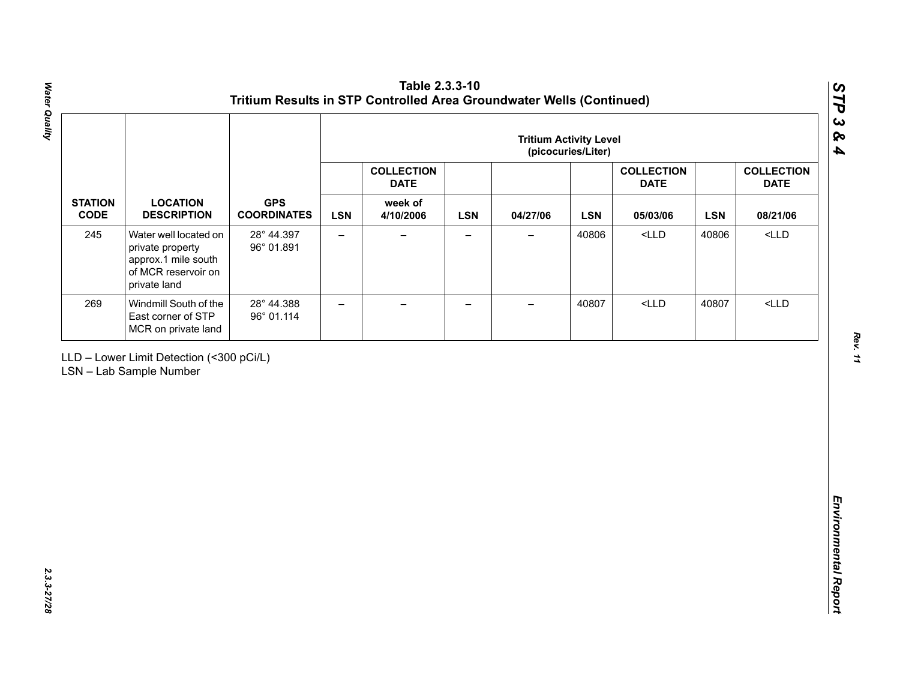# Table 2.3.3-10
## Tritium Results in STP Controlled Area Groundwater Wells (Continued)

| | | | Tritium Activity Level (picocuries/Liter) | | | | | | | |
|---|---|---|---|---|---|---|---|---|---|---|
| | | | | COLLECTION DATE | | | | COLLECTION DATE | | COLLECTION DATE |
| STATION CODE | LOCATION DESCRIPTION | GPS COORDINATES | LSN | week of 4/10/2006 | LSN | 04/27/06 | LSN | 05/03/06 | LSN | 08/21/06 |
| 245 | Water well located on private property approx.1 mile south of MCR reservoir on private land | 28° 44.397 96° 01.891 | – | – | – | – | 40806 | <LLD | 40806 | <LLD |
| 269 | Windmill South of the East corner of STP MCR on private land | 28° 44.388 96° 01.114 | – | – | – | – | 40807 | <LLD | 40807 | <LLD |

LLD – Lower Limit Detection (<300 pCi/L)
LSN – Lab Sample Number